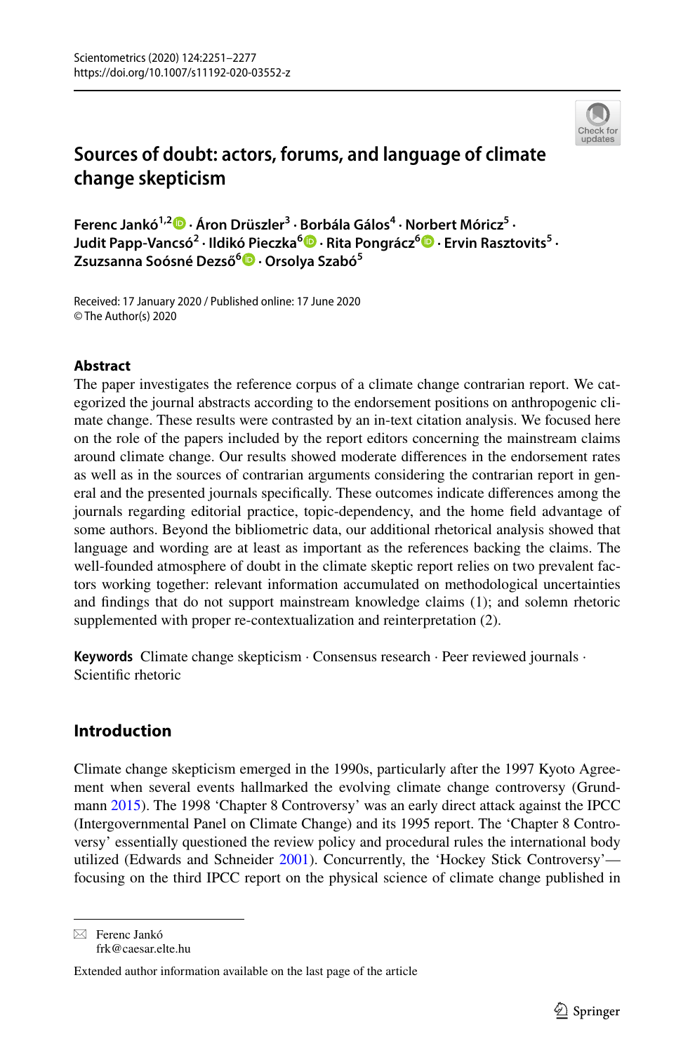# Sources of doubt: actors, forums, and language of climate change skepticism

**Ferenc Jankó[1,2] · Áron Drüszler[3] · Borbála Gálos[4] · Norbert Móricz[5] · Judit Papp-Vancsó[2] · Ildikó Pieczka[6] · Rita Pongrácz[6] · Ervin Rasztovits[5] · Zsuzsanna Soósné Dezső[6] · Orsolya Szabó[5]**

Received: 17 January 2020 / Published online: 17 June 2020
© The Author(s) 2020

## Abstract

The paper investigates the reference corpus of a climate change contrarian report. We categorized the journal abstracts according to the endorsement positions on anthropogenic climate change. These results were contrasted by an in-text citation analysis. We focused here on the role of the papers included by the report editors concerning the mainstream claims around climate change. Our results showed moderate differences in the endorsement rates as well as in the sources of contrarian arguments considering the contrarian report in general and the presented journals specifically. These outcomes indicate differences among the journals regarding editorial practice, topic-dependency, and the home field advantage of some authors. Beyond the bibliometric data, our additional rhetorical analysis showed that language and wording are at least as important as the references backing the claims. The well-founded atmosphere of doubt in the climate skeptic report relies on two prevalent factors working together: relevant information accumulated on methodological uncertainties and findings that do not support mainstream knowledge claims (1); and solemn rhetoric supplemented with proper re-contextualization and reinterpretation (2).

**Keywords** Climate change skepticism · Consensus research · Peer reviewed journals · Scientific rhetoric

## Introduction

Climate change skepticism emerged in the 1990s, particularly after the 1997 Kyoto Agreement when several events hallmarked the evolving climate change controversy (Grundmann 2015). The 1998 'Chapter 8 Controversy' was an early direct attack against the IPCC (Intergovernmental Panel on Climate Change) and its 1995 report. The 'Chapter 8 Controversy' essentially questioned the review policy and procedural rules the international body utilized (Edwards and Schneider 2001). Concurrently, the 'Hockey Stick Controversy'—focusing on the third IPCC report on the physical science of climate change published in

✉ Ferenc Jankó
frk@caesar.elte.hu

Extended author information available on the last page of the article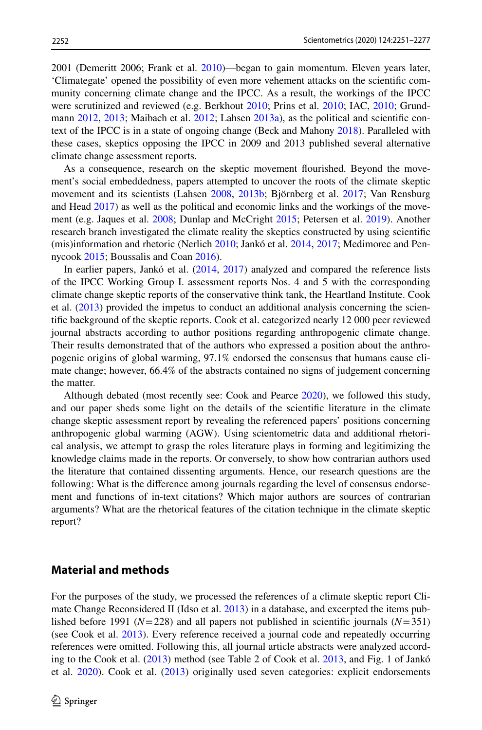2001 (Demeritt 2006; Frank et al. 2010)—began to gain momentum. Eleven years later, 'Climategate' opened the possibility of even more vehement attacks on the scientific community concerning climate change and the IPCC. As a result, the workings of the IPCC were scrutinized and reviewed (e.g. Berkhout 2010; Prins et al. 2010; IAC, 2010; Grundmann 2012, 2013; Maibach et al. 2012; Lahsen 2013a), as the political and scientific context of the IPCC is in a state of ongoing change (Beck and Mahony 2018). Paralleled with these cases, skeptics opposing the IPCC in 2009 and 2013 published several alternative climate change assessment reports.

As a consequence, research on the skeptic movement flourished. Beyond the movement's social embeddedness, papers attempted to uncover the roots of the climate skeptic movement and its scientists (Lahsen 2008, 2013b; Björnberg et al. 2017; Van Rensburg and Head 2017) as well as the political and economic links and the workings of the movement (e.g. Jaques et al. 2008; Dunlap and McCright 2015; Petersen et al. 2019). Another research branch investigated the climate reality the skeptics constructed by using scientific (mis)information and rhetoric (Nerlich 2010; Jankó et al. 2014, 2017; Medimorec and Pennycook 2015; Boussalis and Coan 2016).

In earlier papers, Jankó et al. (2014, 2017) analyzed and compared the reference lists of the IPCC Working Group I. assessment reports Nos. 4 and 5 with the corresponding climate change skeptic reports of the conservative think tank, the Heartland Institute. Cook et al. (2013) provided the impetus to conduct an additional analysis concerning the scientific background of the skeptic reports. Cook et al. categorized nearly 12 000 peer reviewed journal abstracts according to author positions regarding anthropogenic climate change. Their results demonstrated that of the authors who expressed a position about the anthropogenic origins of global warming, 97.1% endorsed the consensus that humans cause climate change; however, 66.4% of the abstracts contained no signs of judgement concerning the matter.

Although debated (most recently see: Cook and Pearce 2020), we followed this study, and our paper sheds some light on the details of the scientific literature in the climate change skeptic assessment report by revealing the referenced papers' positions concerning anthropogenic global warming (AGW). Using scientometric data and additional rhetorical analysis, we attempt to grasp the roles literature plays in forming and legitimizing the knowledge claims made in the reports. Or conversely, to show how contrarian authors used the literature that contained dissenting arguments. Hence, our research questions are the following: What is the difference among journals regarding the level of consensus endorsement and functions of in-text citations? Which major authors are sources of contrarian arguments? What are the rhetorical features of the citation technique in the climate skeptic report?

## Material and methods

For the purposes of the study, we processed the references of a climate skeptic report Climate Change Reconsidered II (Idso et al. 2013) in a database, and excerpted the items published before 1991 ($N=228$) and all papers not published in scientific journals ($N=351$) (see Cook et al. 2013). Every reference received a journal code and repeatedly occurring references were omitted. Following this, all journal article abstracts were analyzed according to the Cook et al. (2013) method (see Table 2 of Cook et al. 2013, and Fig. 1 of Jankó et al. 2020). Cook et al. (2013) originally used seven categories: explicit endorsements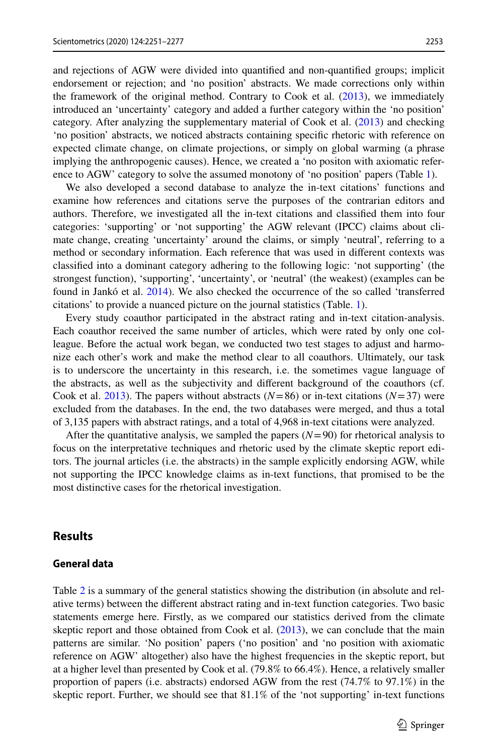and rejections of AGW were divided into quantified and non-quantified groups; implicit endorsement or rejection; and 'no position' abstracts. We made corrections only within the framework of the original method. Contrary to Cook et al. (2013), we immediately introduced an 'uncertainty' category and added a further category within the 'no position' category. After analyzing the supplementary material of Cook et al. (2013) and checking 'no position' abstracts, we noticed abstracts containing specific rhetoric with reference on expected climate change, on climate projections, or simply on global warming (a phrase implying the anthropogenic causes). Hence, we created a 'no positon with axiomatic reference to AGW' category to solve the assumed monotony of 'no position' papers (Table 1).

We also developed a second database to analyze the in-text citations' functions and examine how references and citations serve the purposes of the contrarian editors and authors. Therefore, we investigated all the in-text citations and classified them into four categories: 'supporting' or 'not supporting' the AGW relevant (IPCC) claims about climate change, creating 'uncertainty' around the claims, or simply 'neutral', referring to a method or secondary information. Each reference that was used in different contexts was classified into a dominant category adhering to the following logic: 'not supporting' (the strongest function), 'supporting', 'uncertainty', or 'neutral' (the weakest) (examples can be found in Jankó et al. 2014). We also checked the occurrence of the so called 'transferred citations' to provide a nuanced picture on the journal statistics (Table. 1).

Every study coauthor participated in the abstract rating and in-text citation-analysis. Each coauthor received the same number of articles, which were rated by only one colleague. Before the actual work began, we conducted two test stages to adjust and harmonize each other's work and make the method clear to all coauthors. Ultimately, our task is to underscore the uncertainty in this research, i.e. the sometimes vague language of the abstracts, as well as the subjectivity and different background of the coauthors (cf. Cook et al. 2013). The papers without abstracts ($N=86$) or in-text citations ($N=37$) were excluded from the databases. In the end, the two databases were merged, and thus a total of 3,135 papers with abstract ratings, and a total of 4,968 in-text citations were analyzed.

After the quantitative analysis, we sampled the papers ($N=90$) for rhetorical analysis to focus on the interpretative techniques and rhetoric used by the climate skeptic report editors. The journal articles (i.e. the abstracts) in the sample explicitly endorsing AGW, while not supporting the IPCC knowledge claims as in-text functions, that promised to be the most distinctive cases for the rhetorical investigation.

## Results

### General data

Table 2 is a summary of the general statistics showing the distribution (in absolute and relative terms) between the different abstract rating and in-text function categories. Two basic statements emerge here. Firstly, as we compared our statistics derived from the climate skeptic report and those obtained from Cook et al. (2013), we can conclude that the main patterns are similar. 'No position' papers ('no position' and 'no position with axiomatic reference on AGW' altogether) also have the highest frequencies in the skeptic report, but at a higher level than presented by Cook et al. (79.8% to 66.4%). Hence, a relatively smaller proportion of papers (i.e. abstracts) endorsed AGW from the rest (74.7% to 97.1%) in the skeptic report. Further, we should see that 81.1% of the 'not supporting' in-text functions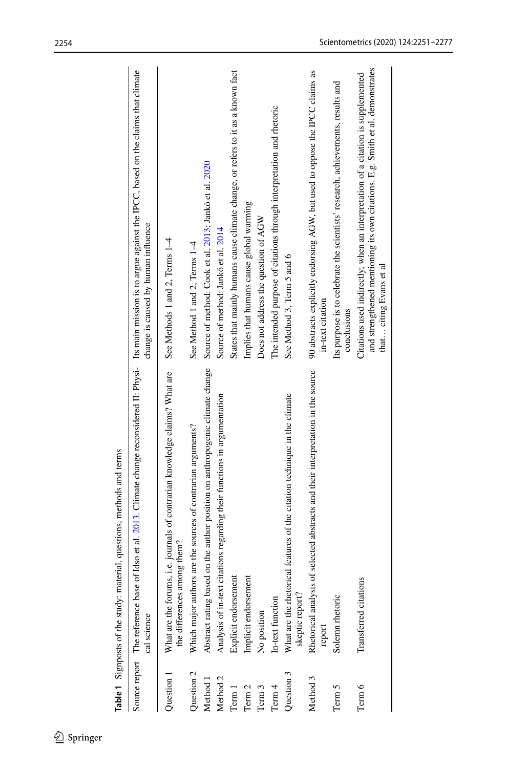**Table 1** Signposts of the study: material, questions, methods and terms

| | | |
|---|---|---|
| Source report | The reference base of Idso et al. 2013. Climate change reconsidered II: Physical science | Its main mission is to argue against the IPCC, based on the claims that climate change is caused by human influence |
| Question 1 | What are the forums, i.e. journals of contrarian knowledge claims? What are the differences among them? | See Methods 1 and 2, Terms 1–4 |
| Question 2 | Which major authors are the sources of contrarian arguments? | See Method 1 and 2, Terms 1–4 |
| Method 1 | Abstract rating based on the author position on anthropogenic climate change | Source of method: Cook et al. 2013; Jankó et al. 2020 |
| Method 2 | Analysis of in-text citations regarding their functions in argumentation | Source of method: Jankó et al. 2014 |
| Term 1 | Explicit endorsement | States that mainly humans cause climate change, or refers to it as a known fact |
| Term 2 | Implicit endorsement | Implies that humans cause global warming |
| Term 3 | No position | Does not address the question of AGW |
| Term 4 | In-text function | The intended purpose of citations through interpretation and rhetoric |
| Question 3 | What are the rhetorical features of the citation technique in the climate skeptic report? | See Method 3, Term 5 and 6 |
| Method 3 | Rhetorical analysis of selected abstracts and their interpretation in the source report | 90 abstracts explicitly endorsing AGW, but used to oppose the IPCC claims as in-text citation |
| Term 5 | Solemn rhetoric | Its purpose is to celebrate the scientists' research, achievements, results and conclusions |
| Term 6 | Transferred citations | Citations used indirectly; when an interpretation of a citation is supplemented and strengthened mentioning its own citations. E.g. Smith et al. demonstrates that… citing Evans et al |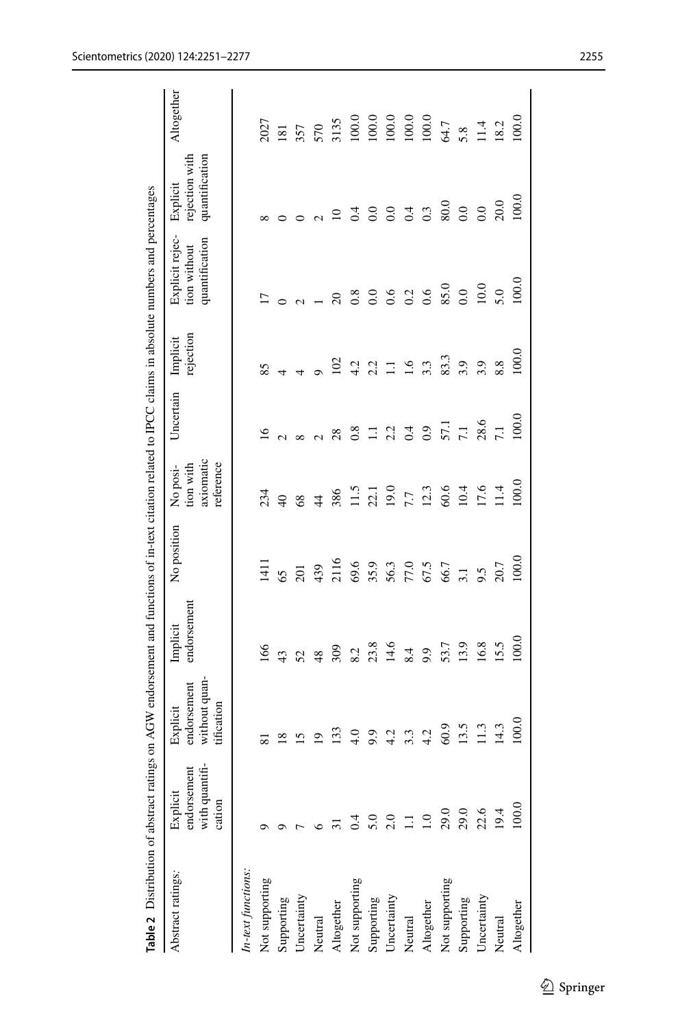**Table 2** Distribution of abstract ratings on AGW endorsement and functions of in-text citation related to IPCC claims in absolute numbers and percentages

| Abstract ratings: | Explicit endorsement with quantification | Explicit endorsement without quantification | Implicit endorsement | No position | No position with axiomatic reference | Uncertain | Implicit rejection | Explicit rejection without quantification | Explicit rejection with quantification | Altogether |
|---|---|---|---|---|---|---|---|---|---|---|
| *In-text functions:* | | | | | | | | | | |
| Not supporting | 9 | 81 | 166 | 1411 | 234 | 16 | 85 | 17 | 8 | 2027 |
| Supporting | 9 | 18 | 43 | 65 | 40 | 2 | 4 | 0 | 0 | 181 |
| Uncertainty | 7 | 15 | 52 | 201 | 68 | 8 | 4 | 2 | 0 | 357 |
| Neutral | 6 | 19 | 48 | 439 | 44 | 2 | 9 | 1 | 2 | 570 |
| Altogether | 31 | 133 | 309 | 2116 | 386 | 28 | 102 | 20 | 10 | 3135 |
| Not supporting | 0.4 | 4.0 | 8.2 | 69.6 | 11.5 | 0.8 | 4.2 | 0.8 | 0.4 | 100.0 |
| Supporting | 5.0 | 9.9 | 23.8 | 35.9 | 22.1 | 1.1 | 2.2 | 0.0 | 0.0 | 100.0 |
| Uncertainty | 2.0 | 4.2 | 14.6 | 56.3 | 19.0 | 2.2 | 1.1 | 0.6 | 0.0 | 100.0 |
| Neutral | 1.1 | 3.3 | 8.4 | 77.0 | 7.7 | 0.4 | 1.6 | 0.2 | 0.4 | 100.0 |
| Altogether | 1.0 | 4.2 | 9.9 | 67.5 | 12.3 | 0.9 | 3.3 | 0.6 | 0.3 | 100.0 |
| Not supporting | 29.0 | 60.9 | 53.7 | 66.7 | 60.6 | 57.1 | 83.3 | 85.0 | 80.0 | 64.7 |
| Supporting | 29.0 | 13.5 | 13.9 | 3.1 | 10.4 | 7.1 | 3.9 | 0.0 | 0.0 | 5.8 |
| Uncertainty | 22.6 | 11.3 | 16.8 | 9.5 | 17.6 | 28.6 | 3.9 | 10.0 | 0.0 | 11.4 |
| Neutral | 19.4 | 14.3 | 15.5 | 20.7 | 11.4 | 7.1 | 8.8 | 5.0 | 20.0 | 18.2 |
| Altogether | 100.0 | 100.0 | 100.0 | 100.0 | 100.0 | 100.0 | 100.0 | 100.0 | 100.0 | 100.0 |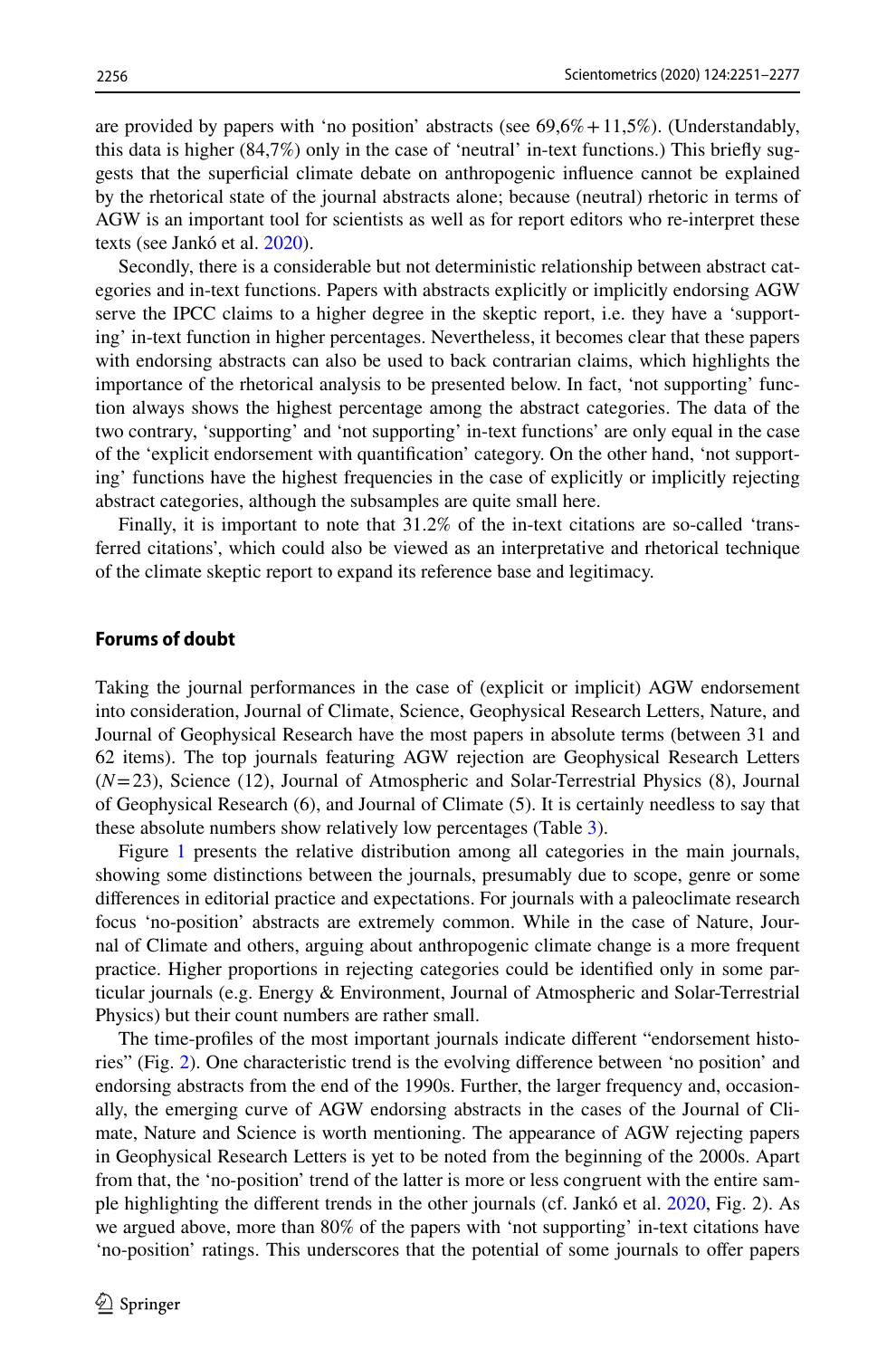are provided by papers with 'no position' abstracts (see 69,6% + 11,5%). (Understandably, this data is higher (84,7%) only in the case of 'neutral' in-text functions.) This briefly suggests that the superficial climate debate on anthropogenic influence cannot be explained by the rhetorical state of the journal abstracts alone; because (neutral) rhetoric in terms of AGW is an important tool for scientists as well as for report editors who re-interpret these texts (see Jankó et al. 2020).

Secondly, there is a considerable but not deterministic relationship between abstract categories and in-text functions. Papers with abstracts explicitly or implicitly endorsing AGW serve the IPCC claims to a higher degree in the skeptic report, i.e. they have a 'supporting' in-text function in higher percentages. Nevertheless, it becomes clear that these papers with endorsing abstracts can also be used to back contrarian claims, which highlights the importance of the rhetorical analysis to be presented below. In fact, 'not supporting' function always shows the highest percentage among the abstract categories. The data of the two contrary, 'supporting' and 'not supporting' in-text functions' are only equal in the case of the 'explicit endorsement with quantification' category. On the other hand, 'not supporting' functions have the highest frequencies in the case of explicitly or implicitly rejecting abstract categories, although the subsamples are quite small here.

Finally, it is important to note that 31.2% of the in-text citations are so-called 'transferred citations', which could also be viewed as an interpretative and rhetorical technique of the climate skeptic report to expand its reference base and legitimacy.

## Forums of doubt

Taking the journal performances in the case of (explicit or implicit) AGW endorsement into consideration, Journal of Climate, Science, Geophysical Research Letters, Nature, and Journal of Geophysical Research have the most papers in absolute terms (between 31 and 62 items). The top journals featuring AGW rejection are Geophysical Research Letters ($N = 23$), Science (12), Journal of Atmospheric and Solar-Terrestrial Physics (8), Journal of Geophysical Research (6), and Journal of Climate (5). It is certainly needless to say that these absolute numbers show relatively low percentages (Table 3).

Figure 1 presents the relative distribution among all categories in the main journals, showing some distinctions between the journals, presumably due to scope, genre or some differences in editorial practice and expectations. For journals with a paleoclimate research focus 'no-position' abstracts are extremely common. While in the case of Nature, Journal of Climate and others, arguing about anthropogenic climate change is a more frequent practice. Higher proportions in rejecting categories could be identified only in some particular journals (e.g. Energy & Environment, Journal of Atmospheric and Solar-Terrestrial Physics) but their count numbers are rather small.

The time-profiles of the most important journals indicate different "endorsement histories" (Fig. 2). One characteristic trend is the evolving difference between 'no position' and endorsing abstracts from the end of the 1990s. Further, the larger frequency and, occasionally, the emerging curve of AGW endorsing abstracts in the cases of the Journal of Climate, Nature and Science is worth mentioning. The appearance of AGW rejecting papers in Geophysical Research Letters is yet to be noted from the beginning of the 2000s. Apart from that, the 'no-position' trend of the latter is more or less congruent with the entire sample highlighting the different trends in the other journals (cf. Jankó et al. 2020, Fig. 2). As we argued above, more than 80% of the papers with 'not supporting' in-text citations have 'no-position' ratings. This underscores that the potential of some journals to offer papers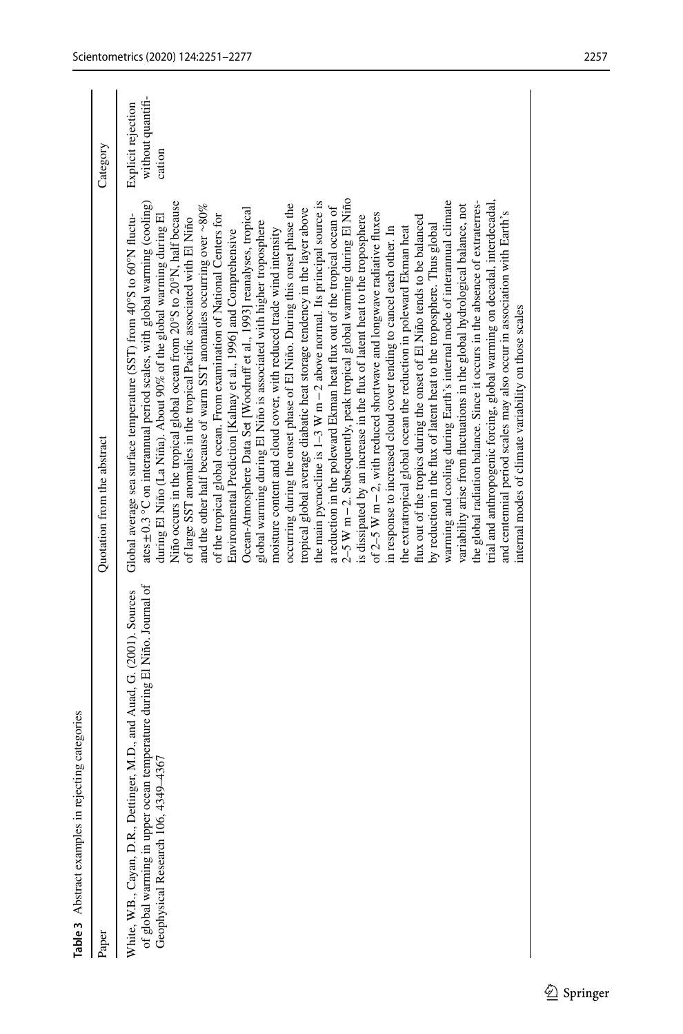**Table 3** Abstract examples in rejecting categories

| Paper | Quotation from the abstract | Category |
|---|---|---|
| White, W.B., Cayan, D.R., Dettinger, M.D., and Auad, G. (2001). Sources of global warming in upper ocean temperature during El Niño. Journal of Geophysical Research 106, 4349–4367 | Global average sea surface temperature (SST) from 40°S to 60°N fluctuates ± 0.3 °C on interannual period scales, with global warming (cooling) during El Niño (La Niña). About 90% of the global warming during El Niño occurs in the tropical global ocean from 20°S to 20°N, half because of large SST anomalies in the tropical Pacific associated with El Niño and the other half because of warm SST anomalies occurring over ~80% of the tropical global ocean. From examination of National Centers for Environmental Prediction [Kalnay et al., 1996] and Comprehensive Ocean-Atmosphere Data Set [Woodruff et al., 1993] reanalyses, tropical global warming during El Niño is associated with higher troposphere moisture content and cloud cover, with reduced trade wind intensity occurring during the onset phase of El Niño. During this onset phase the tropical global average diabatic heat storage tendency in the layer above the main pycnocline is 1–3 W m − 2 above normal. Its principal source is a reduction in the poleward Ekman heat flux out of the tropical ocean of 2–5 W m − 2. Subsequently, peak tropical global warming during El Niño is dissipated by an increase in the flux of latent heat to the troposphere of 2–5 W m − 2, with reduced shortwave and longwave radiative fluxes in response to increased cloud cover tending to cancel each other. In the extratropical global ocean the reduction in poleward Ekman heat flux out of the tropics during the onset of El Niño tends to be balanced by reduction in the flux of latent heat to the troposphere. Thus global warming and cooling during Earth's internal mode of interannual climate variability arise from fluctuations in the global hydrological balance, not the global radiation balance. Since it occurs in the absence of extraterrestrial and anthropogenic forcing, global warming on decadal, interdecadal, and centennial period scales may also occur in association with Earth's internal modes of climate variability on those scales | Explicit rejection without quantification |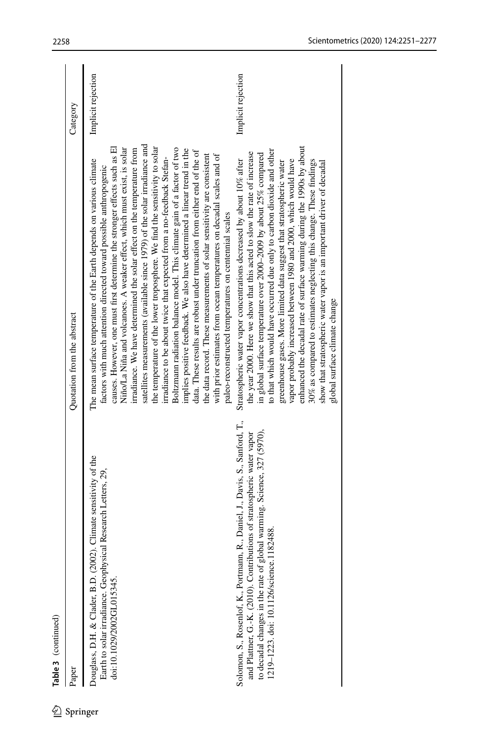**Table 3** (continued)

| Paper | Quotation from the abstract | Category |
|---|---|---|
| Douglass, D.H. & Clader, B.D. (2002). Climate sensitivity of the Earth to solar irradiance. Geophysical Research Letters, 29, doi:10.1029/2002GL015345. | The mean surface temperature of the Earth depends on various climate factors with much attention directed toward possible anthropogenic causes. However, one must first determine the stronger effects such as El Niño/La Niña and volcanoes. A weaker effect, which must exist, is solar irradiance. We have determined the solar effect on the temperature from satellites measurements (available since 1979) of the solar irradiance and the temperature of the lower troposphere. We find the sensitivity to solar irradiance to be about twice that expected from a no-feedback Stefan-Boltzmann radiation balance model. This climate gain of a factor of two implies positive feedback. We also have determined a linear trend in the data. These results are robust under truncation from either end of the of the data record. These measurements of solar sensitivity are consistent with prior estimates from ocean temperatures on decadal scales and of paleo-reconstructed temperatures on centennial scales | Implicit rejection |
| Solomon, S., Rosenlof, K., Portmann, R., Daniel, J., Davis, S., Sanford, T., and Plattner, G.-K. (2010). Contributions of stratospheric water vapor to decadal changes in the rate of global warming. Science, 327 (5970), 1219–1223. doi: 10.1126/science.1182488. | Stratospheric water vapor concentrations decreased by about 10% after the year 2000. Here we show that this acted to slow the rate of increase in global surface temperature over 2000–2009 by about 25% compared to that which would have occurred due only to carbon dioxide and other greenhouse gases. More limited data suggest that stratospheric water vapor probably increased between 1980 and 2000, which would have enhanced the decadal rate of surface warming during the 1990s by about 30% as compared to estimates neglecting this change. These findings show that stratospheric water vapor is an important driver of decadal global surface climate change | Implicit rejection |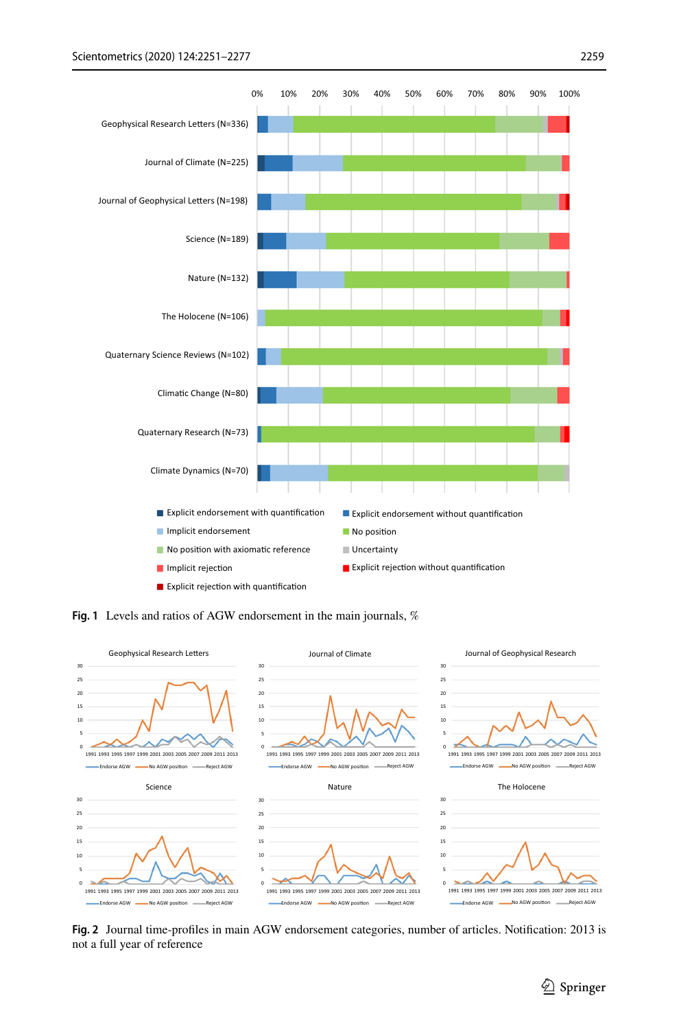**Fig. 1** Levels and ratios of AGW endorsement in the main journals, %

**Fig. 2** Journal time-profiles in main AGW endorsement categories, number of articles. Notification: 2013 is not a full year of reference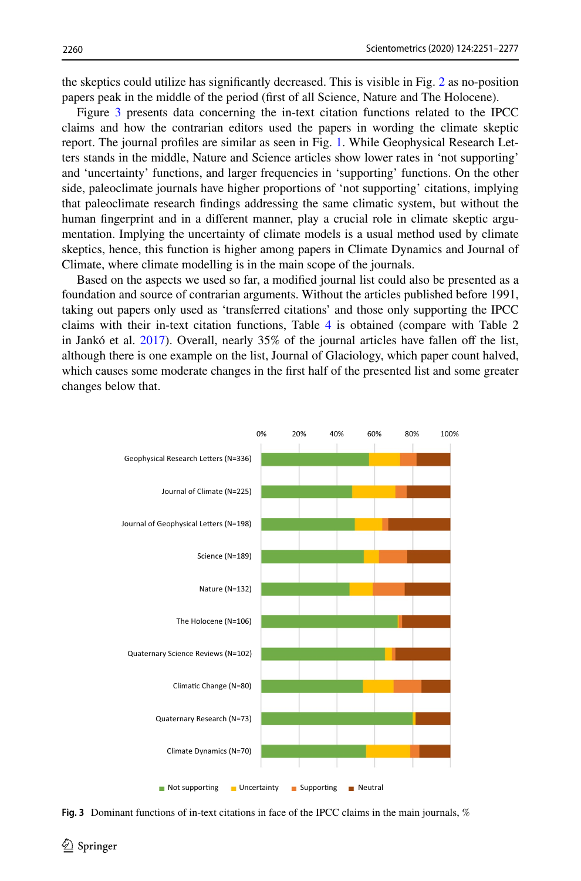the skeptics could utilize has significantly decreased. This is visible in Fig. 2 as no-position papers peak in the middle of the period (first of all Science, Nature and The Holocene).

Figure 3 presents data concerning the in-text citation functions related to the IPCC claims and how the contrarian editors used the papers in wording the climate skeptic report. The journal profiles are similar as seen in Fig. 1. While Geophysical Research Letters stands in the middle, Nature and Science articles show lower rates in 'not supporting' and 'uncertainty' functions, and larger frequencies in 'supporting' functions. On the other side, paleoclimate journals have higher proportions of 'not supporting' citations, implying that paleoclimate research findings addressing the same climatic system, but without the human fingerprint and in a different manner, play a crucial role in climate skeptic argumentation. Implying the uncertainty of climate models is a usual method used by climate skeptics, hence, this function is higher among papers in Climate Dynamics and Journal of Climate, where climate modelling is in the main scope of the journals.

Based on the aspects we used so far, a modified journal list could also be presented as a foundation and source of contrarian arguments. Without the articles published before 1991, taking out papers only used as 'transferred citations' and those only supporting the IPCC claims with their in-text citation functions, Table 4 is obtained (compare with Table 2 in Jankó et al. 2017). Overall, nearly 35% of the journal articles have fallen off the list, although there is one example on the list, Journal of Glaciology, which paper count halved, which causes some moderate changes in the first half of the presented list and some greater changes below that.

**Fig. 3** Dominant functions of in-text citations in face of the IPCC claims in the main journals, %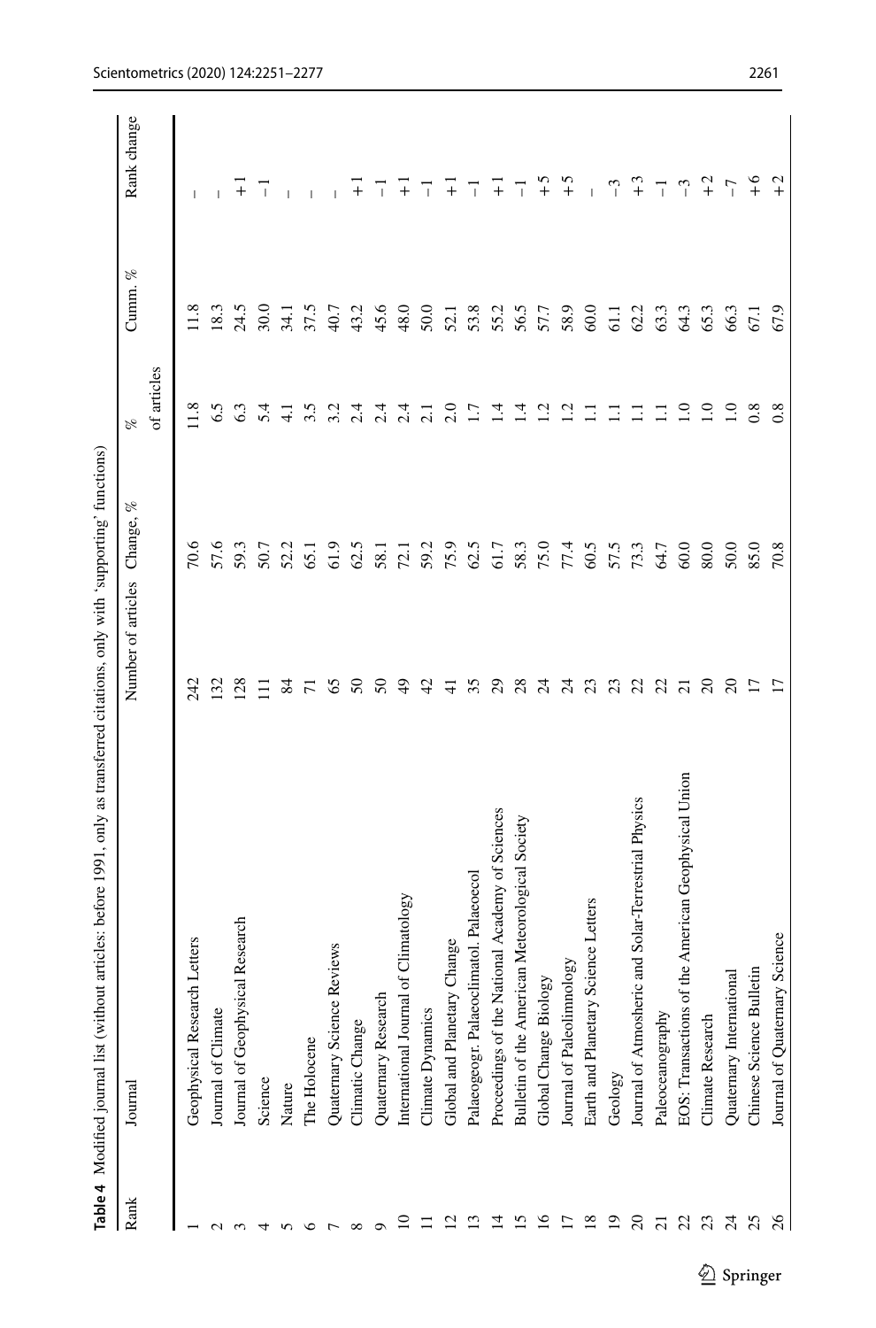**Table 4** Modified journal list (without articles: before 1991, only as transferred citations, only with 'supporting' functions)

| Rank | Journal | Number of articles | Change, % | % of articles | Cumm. % | Rank change |
|---|---|---|---|---|---|---|
| 1 | Geophysical Research Letters | 242 | 70.6 | 11.8 | 11.8 | – |
| 2 | Journal of Climate | 132 | 57.6 | 6.5 | 18.3 | – |
| 3 | Journal of Geophysical Research | 128 | 59.3 | 6.3 | 24.5 | +1 |
| 4 | Science | 111 | 50.7 | 5.4 | 30.0 | –1 |
| 5 | Nature | 84 | 52.2 | 4.1 | 34.1 | – |
| 6 | The Holocene | 71 | 65.1 | 3.5 | 37.5 | – |
| 7 | Quaternary Science Reviews | 65 | 61.9 | 3.2 | 40.7 | – |
| 8 | Climatic Change | 50 | 62.5 | 2.4 | 43.2 | +1 |
| 9 | Quaternary Research | 50 | 58.1 | 2.4 | 45.6 | –1 |
| 10 | International Journal of Climatology | 49 | 72.1 | 2.4 | 48.0 | +1 |
| 11 | Climate Dynamics | 42 | 59.2 | 2.1 | 50.0 | –1 |
| 12 | Global and Planetary Change | 41 | 75.9 | 2.0 | 52.1 | +1 |
| 13 | Palaeogeogr. Palaeoclimatol. Palaeoecol | 35 | 62.5 | 1.7 | 53.8 | –1 |
| 14 | Proceedings of the National Academy of Sciences | 29 | 61.7 | 1.4 | 55.2 | +1 |
| 15 | Bulletin of the American Meteorological Society | 28 | 58.3 | 1.4 | 56.5 | –1 |
| 16 | Global Change Biology | 24 | 75.0 | 1.2 | 57.7 | +5 |
| 17 | Journal of Paleolimnology | 24 | 77.4 | 1.2 | 58.9 | +5 |
| 18 | Earth and Planetary Science Letters | 23 | 60.5 | 1.1 | 60.0 | – |
| 19 | Geology | 23 | 57.5 | 1.1 | 61.1 | –3 |
| 20 | Journal of Atmosheric and Solar-Terrestrial Physics | 22 | 73.3 | 1.1 | 62.2 | +3 |
| 21 | Paleoceanography | 22 | 64.7 | 1.1 | 63.3 | –1 |
| 22 | EOS: Transactions of the American Geophysical Union | 21 | 60.0 | 1.0 | 64.3 | –3 |
| 23 | Climate Research | 20 | 80.0 | 1.0 | 65.3 | +2 |
| 24 | Quaternary International | 20 | 50.0 | 1.0 | 66.3 | –7 |
| 25 | Chinese Science Bulletin | 17 | 85.0 | 0.8 | 67.1 | +6 |
| 26 | Journal of Quaternary Science | 17 | 70.8 | 0.8 | 67.9 | +2 |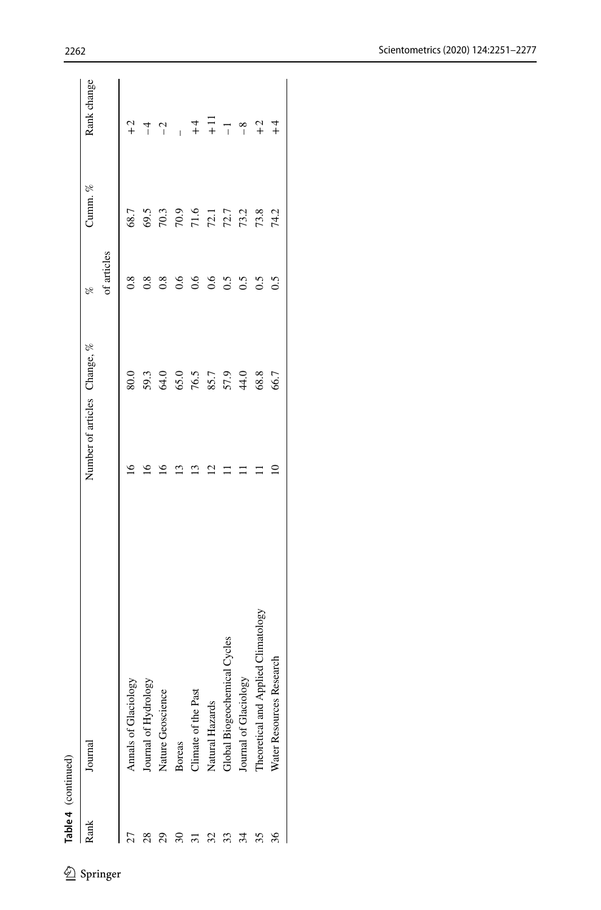**Table 4** (continued)

| Rank | Journal | Number of articles | Change, % | % of articles | Cumm. % | Rank change |
|---|---|---|---|---|---|---|
| 27 | Annals of Glaciology | 16 | 80.0 | 0.8 | 68.7 | +2 |
| 28 | Journal of Hydrology | 16 | 59.3 | 0.8 | 69.5 | −4 |
| 29 | Nature Geoscience | 16 | 64.0 | 0.8 | 70.3 | −2 |
| 30 | Boreas | 13 | 65.0 | 0.6 | 70.9 | – |
| 31 | Climate of the Past | 13 | 76.5 | 0.6 | 71.6 | +4 |
| 32 | Natural Hazards | 12 | 85.7 | 0.6 | 72.1 | +11 |
| 33 | Global Biogeochemical Cycles | 11 | 57.9 | 0.5 | 72.7 | −1 |
| 34 | Journal of Glaciology | 11 | 44.0 | 0.5 | 73.2 | −8 |
| 35 | Theoretical and Applied Climatology | 11 | 68.8 | 0.5 | 73.8 | +2 |
| 36 | Water Resources Research | 10 | 66.7 | 0.5 | 74.2 | +4 |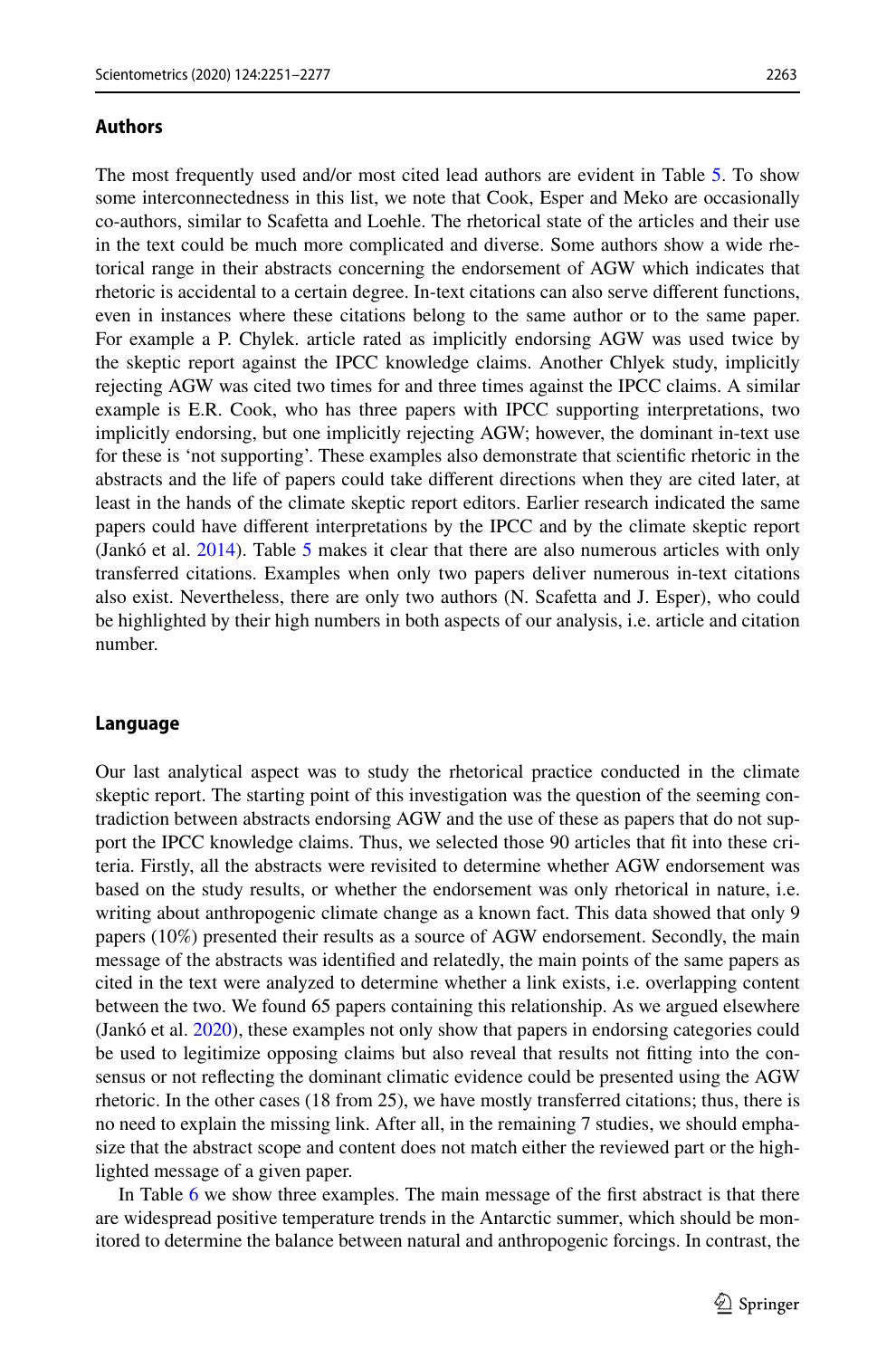### Authors

The most frequently used and/or most cited lead authors are evident in Table 5. To show some interconnectedness in this list, we note that Cook, Esper and Meko are occasionally co-authors, similar to Scafetta and Loehle. The rhetorical state of the articles and their use in the text could be much more complicated and diverse. Some authors show a wide rhetorical range in their abstracts concerning the endorsement of AGW which indicates that rhetoric is accidental to a certain degree. In-text citations can also serve different functions, even in instances where these citations belong to the same author or to the same paper. For example a P. Chylek. article rated as implicitly endorsing AGW was used twice by the skeptic report against the IPCC knowledge claims. Another Chlyek study, implicitly rejecting AGW was cited two times for and three times against the IPCC claims. A similar example is E.R. Cook, who has three papers with IPCC supporting interpretations, two implicitly endorsing, but one implicitly rejecting AGW; however, the dominant in-text use for these is 'not supporting'. These examples also demonstrate that scientific rhetoric in the abstracts and the life of papers could take different directions when they are cited later, at least in the hands of the climate skeptic report editors. Earlier research indicated the same papers could have different interpretations by the IPCC and by the climate skeptic report (Jankó et al. 2014). Table 5 makes it clear that there are also numerous articles with only transferred citations. Examples when only two papers deliver numerous in-text citations also exist. Nevertheless, there are only two authors (N. Scafetta and J. Esper), who could be highlighted by their high numbers in both aspects of our analysis, i.e. article and citation number.

### Language

Our last analytical aspect was to study the rhetorical practice conducted in the climate skeptic report. The starting point of this investigation was the question of the seeming contradiction between abstracts endorsing AGW and the use of these as papers that do not support the IPCC knowledge claims. Thus, we selected those 90 articles that fit into these criteria. Firstly, all the abstracts were revisited to determine whether AGW endorsement was based on the study results, or whether the endorsement was only rhetorical in nature, i.e. writing about anthropogenic climate change as a known fact. This data showed that only 9 papers (10%) presented their results as a source of AGW endorsement. Secondly, the main message of the abstracts was identified and relatedly, the main points of the same papers as cited in the text were analyzed to determine whether a link exists, i.e. overlapping content between the two. We found 65 papers containing this relationship. As we argued elsewhere (Jankó et al. 2020), these examples not only show that papers in endorsing categories could be used to legitimize opposing claims but also reveal that results not fitting into the consensus or not reflecting the dominant climatic evidence could be presented using the AGW rhetoric. In the other cases (18 from 25), we have mostly transferred citations; thus, there is no need to explain the missing link. After all, in the remaining 7 studies, we should emphasize that the abstract scope and content does not match either the reviewed part or the highlighted message of a given paper.

In Table 6 we show three examples. The main message of the first abstract is that there are widespread positive temperature trends in the Antarctic summer, which should be monitored to determine the balance between natural and anthropogenic forcings. In contrast, the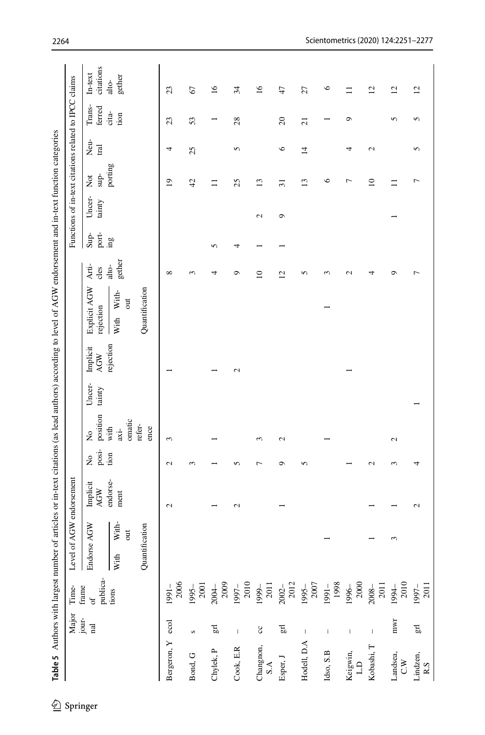**Table 5** Authors with largest number of articles or in-text citations (as lead authors) according to level of AGW endorsement and in-text function categories

| | Major journal | Time-frame of publications | Level of AGW endorsement | | | | | | | | | | Functions of in-text citations related to IPCC claims | | | | | |
|---|---|---|---|---|---|---|---|---|---|---|---|---|---|---|---|---|---|---|
| | | | Endorse AGW | | Implicit AGW endorsement | No position | No position with axiomatic reference | Uncertainty | Implicit AGW rejection | Explicit AGW rejection | | Articles altogether | Supporting | Uncertainty | Not supporting | Neutral | Transferred citation | In-text citations altogether |
| | | | With | Without | | | | | | With | Without | | | | | | | |
| | | | Quantification | | | | | | | Quantification | | | | | | | | |
| Bergeron, Y | ecol | 1991–2006 | | | 2 | 2 | 3 | | 1 | | | 8 | | | 19 | 4 | 23 | 23 |
| Bond, G | s | 1995–2001 | | | | 3 | | | | | | 3 | | | 42 | 25 | 53 | 67 |
| Chylek, P | grl | 2004–2009 | | | 1 | 1 | 1 | | 1 | | | 4 | 5 | | 11 | | 1 | 16 |
| Cook, E.R | – | 1997–2010 | | | 2 | 5 | | | 2 | | | 9 | 4 | | 25 | 5 | 28 | 34 |
| Changnon, S.A | cc | 1999–2011 | | | | 7 | 3 | | | | | 10 | 1 | 2 | 13 | | | 16 |
| Esper, J | grl | 2002–2012 | | | 1 | 9 | 2 | | | | | 12 | 1 | 9 | 31 | 6 | 20 | 47 |
| Hodell, D.A | – | 1995–2007 | | | | 5 | | | | | | 5 | | | 13 | 14 | 21 | 27 |
| Idso, S.B | – | 1991–1998 | | 1 | | | 1 | | | | 1 | 3 | | | 6 | | 1 | 6 |
| Keigwin, L.D | – | 1996–2000 | | | | 1 | | | 1 | | | 2 | | | 7 | 4 | 9 | 11 |
| Kobashi, T | – | 2008–2011 | | 1 | 1 | 2 | | | | | | 4 | | | 10 | 2 | | 12 |
| Landsea, C.W | mwr | 1994–2010 | | 3 | 1 | 3 | 2 | | | | | 9 | | 1 | 11 | | 5 | 12 |
| Lindzen, R.S | grl | 1997–2011 | | | 2 | 4 | | 1 | | | | 7 | | | 7 | 5 | 5 | 12 |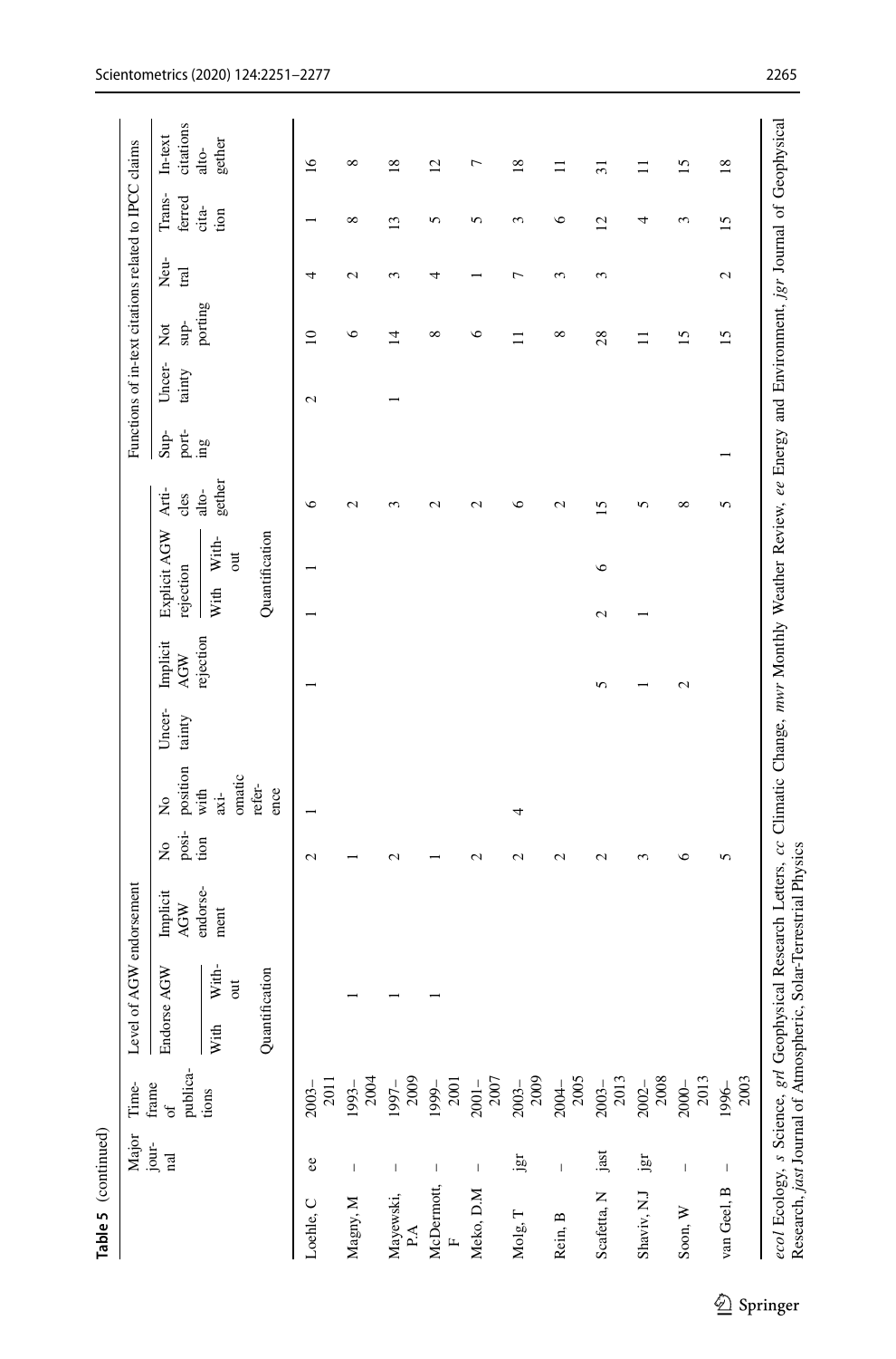**Table 5** (continued)

| | Major journal | Time-frame of publications | Level of AGW endorsement | | | | | | | | | Articles altogether | Functions of in-text citations related to IPCC claims | | | | | |
|---|---|---|---|---|---|---|---|---|---|---|---|---|---|---|---|---|---|---|
| | | | Endorse AGW | | Implicit AGW endorsement | No position | No position with axiomatic reference | Uncertainty | Implicit AGW rejection | Explicit AGW rejection | | | Supporting | Uncertainty | Not supporting | Neutral | Transferred citation | In-text citations altogether |
| | | | With | Without | | | | | | With | Without | | | | | | | |
| | | | Quantification | | | | | | | Quantification | | | | | | | | |
| Loehle, C | ee | 2003–2011 | | | | 2 | 1 | | 1 | 1 | 1 | 6 | | 2 | 10 | 4 | 1 | 16 |
| Magny, M | – | 1993–2004 | | 1 | | 1 | | | | | | 2 | | | 6 | 2 | 8 | 8 |
| Mayewski, P.A | – | 1997–2009 | | 1 | | 2 | | | | | | 3 | | 1 | 14 | 3 | 13 | 18 |
| McDermott, F | – | 1999–2001 | | 1 | | 1 | | | | | | 2 | | | 8 | 4 | 5 | 12 |
| Meko, D.M | – | 2001–2007 | | | | 2 | | | | | | 2 | | | 6 | 1 | 5 | 7 |
| Molg, T | jgr | 2003–2009 | | | | 2 | 4 | | | | | 6 | | | 11 | 7 | 3 | 18 |
| Rein, B | – | 2004–2005 | | | | 2 | | | | | | 2 | | | 8 | 3 | 6 | 11 |
| Scafetta, N | jast | 2003–2013 | | | | 2 | | | 5 | 2 | 6 | 15 | | | 28 | 3 | 12 | 31 |
| Shaviv, N.J | jgr | 2002–2008 | | | | 3 | | | 1 | 1 | | 5 | | | 11 | | 4 | 11 |
| Soon, W | – | 2000–2013 | | | | 6 | | | 2 | | | 8 | | | 15 | | 3 | 15 |
| van Geel, B | – | 1996–2003 | | | | 5 | | | | | | 5 | 1 | | 15 | 2 | 15 | 18 |

*ecol* Ecology, *s* Science, *grl* Geophysical Research Letters, *cc* Climatic Change, *mwr* Monthly Weather Review, *ee* Energy and Environment, *jgr* Journal of Geophysical Research, *jast* Journal of Atmospheric, Solar-Terrestrial Physics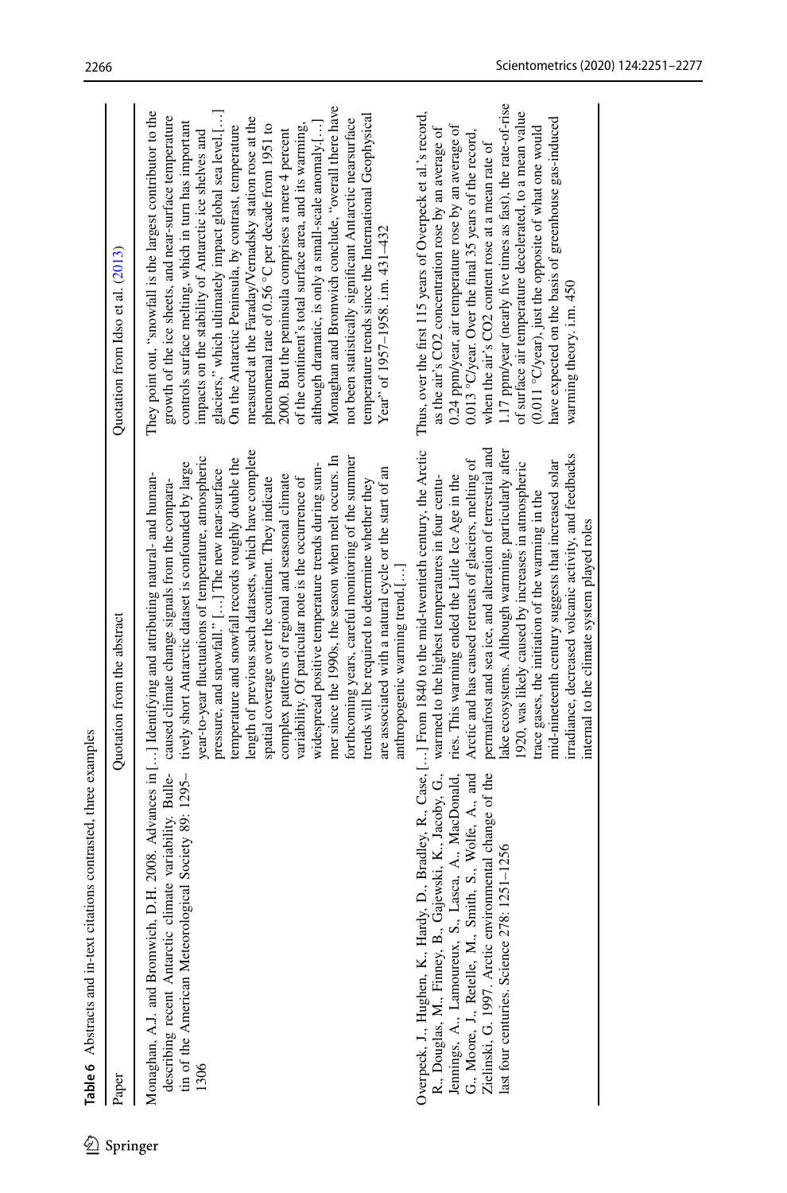**Table 6** Abstracts and in-text citations contrasted, three examples

| Paper | Quotation from the abstract | Quotation from Idso et al. (2013) |
|---|---|---|
| Monaghan, A.J. and Bromwich, D.H. 2008. Advances in describing recent Antarctic climate variability. Bulletin of the American Meteorological Society 89: 1295–1306 | […] Identifying and attributing natural- and human-caused climate change signals from the comparatively short Antarctic dataset is confounded by large year-to-year fluctuations of temperature, atmospheric pressure, and snowfall." […] The new near-surface temperature and snowfall records roughly double the length of previous such datasets, which have complete spatial coverage over the continent. They indicate complex patterns of regional and seasonal climate variability. Of particular note is the occurrence of widespread positive temperature trends during summer since the 1990s, the season when melt occurs. In forthcoming years, careful monitoring of the summer trends will be required to determine whether they are associated with a natural cycle or the start of an anthropogenic warming trend.[…] | They point out, "snowfall is the largest contributor to the growth of the ice sheets, and near-surface temperature controls surface melting, which in turn has important impacts on the stability of Antarctic ice shelves and glaciers," which ultimately impact global sea level.[…] On the Antarctic Peninsula, by contrast, temperature measured at the Faraday/Vernadsky station rose at the phenomenal rate of 0.56 °C per decade from 1951 to 2000. But the peninsula comprises a mere 4 percent of the continent's total surface area, and its warming, although dramatic, is only a small-scale anomaly.[…] Monaghan and Bromwich conclude, "overall there have not been statistically significant Antarctic nearsurface temperature trends since the International Geophysical Year" of 1957–1958. i.m. 431–432 |
| Overpeck, J., Hughen, K., Hardy, D., Bradley, R., Case, R., Douglas, M., Finney, B., Gajewski, K., Jacoby, G., Jennings, A., Lamoureux, S., Lasca, A., MacDonald, G., Moore, J., Retelle, M., Smith, S., Wolfe, A., and Zielinski, G. 1997. Arctic environmental change of the last four centuries. Science 278: 1251–1256 | […] From 1840 to the mid-twentieth century, the Arctic warmed to the highest temperatures in four centuries. This warming ended the Little Ice Age in the Arctic and has caused retreats of glaciers, melting of permafrost and sea ice, and alteration of terrestrial and lake ecosystems. Although warming, particularly after 1920, was likely caused by increases in atmospheric trace gases, the initiation of the warming in the mid-nineteenth century suggests that increased solar irradiance, decreased volcanic activity, and feedbacks internal to the climate system played roles | Thus, over the first 115 years of Overpeck et al.'s record, as the air's $CO_2$ concentration rose by an average of 0.24 ppm/year, air temperature rose by an average of 0.013 °C/year. Over the final 35 years of the record, when the air's $CO_2$ content rose at a mean rate of 1.17 ppm/year (nearly five times as fast), the rate-of-rise of surface air temperature decelerated, to a mean value (0.011 °C/year), just the opposite of what one would have expected on the basis of greenhouse gas-induced warming theory. i.m. 450 |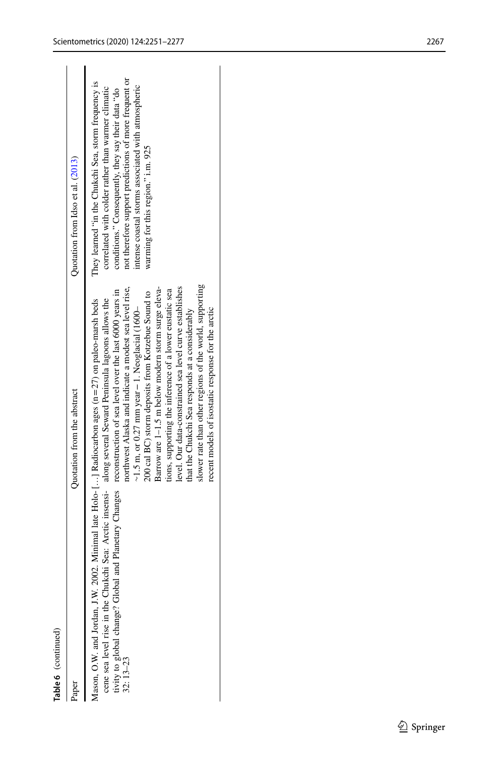**Table 6** (continued)

| Paper | Quotation from the abstract | Quotation from Idso et al. (2013) |
|---|---|---|
| Mason, O.W. and Jordan, J.W. 2002. Minimal late Holocene sea level rise in the Chukchi Sea: Arctic insensitivity to global change? Global and Planetary Changes 32: 13–23 | [...] Radiocarbon ages (n = 27) on paleo-marsh beds along several Seward Peninsula lagoons allows the reconstruction of sea level over the last 6000 years in northwest Alaska and indicate a modest sea level rise, ~1.5 m, or 0.27 mm year − 1. Neoglacial (1600–200 cal BC) storm deposits from Kotzebue Sound to Barrow are 1–1.5 m below modern storm surge elevations, supporting the inference of a lower eustatic sea level. Our data-constrained sea level curve establishes that the Chukchi Sea responds at a considerably slower rate than other regions of the world, supporting recent models of isostatic response for the arctic | They learned "in the Chukchi Sea, storm frequency is correlated with colder rather than warmer climatic conditions." Consequently, they say their data "do not therefore support predictions of more frequent or intense coastal storms associated with atmospheric warming for this region." i.m. 925 |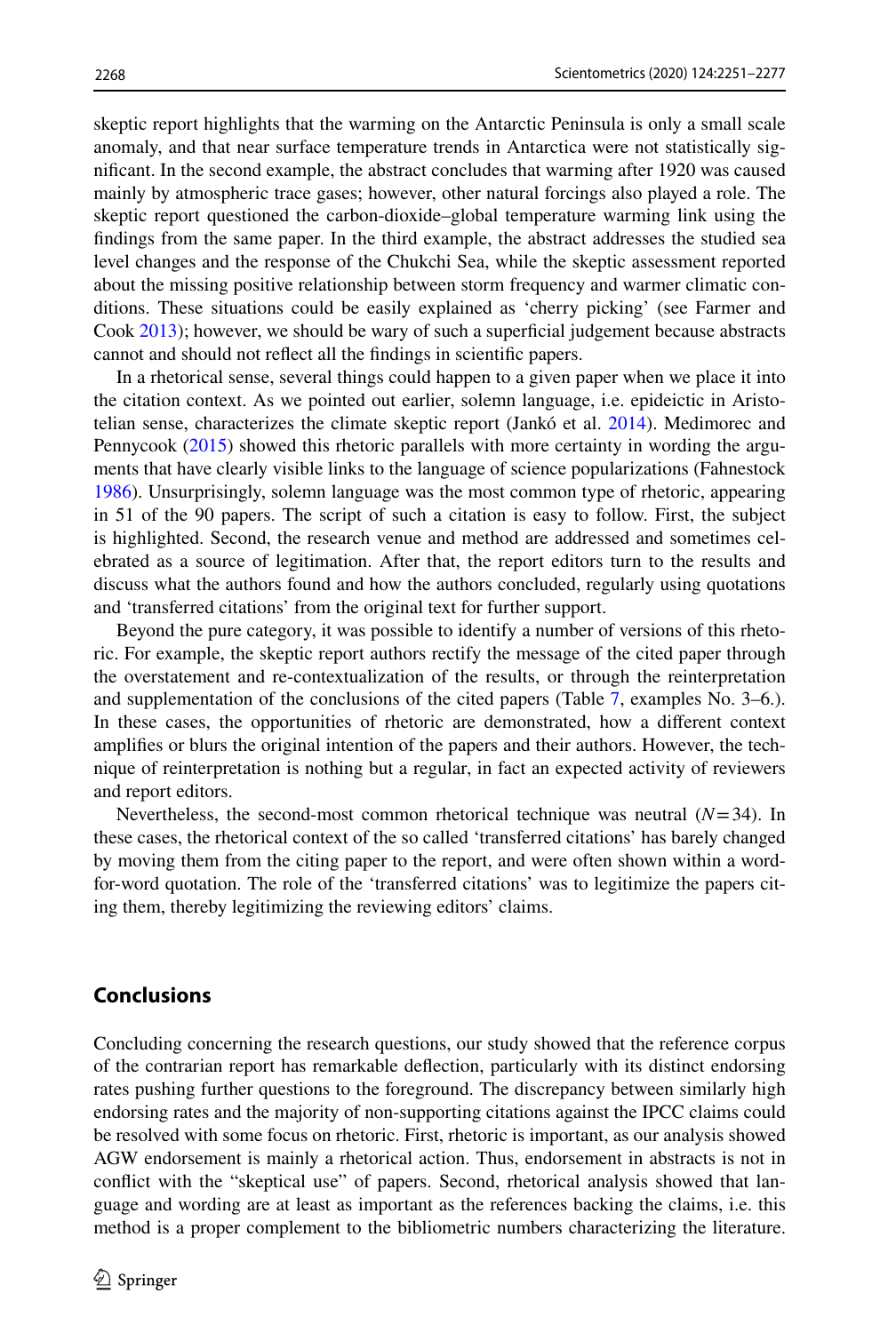skeptic report highlights that the warming on the Antarctic Peninsula is only a small scale anomaly, and that near surface temperature trends in Antarctica were not statistically significant. In the second example, the abstract concludes that warming after 1920 was caused mainly by atmospheric trace gases; however, other natural forcings also played a role. The skeptic report questioned the carbon-dioxide–global temperature warming link using the findings from the same paper. In the third example, the abstract addresses the studied sea level changes and the response of the Chukchi Sea, while the skeptic assessment reported about the missing positive relationship between storm frequency and warmer climatic conditions. These situations could be easily explained as 'cherry picking' (see Farmer and Cook 2013); however, we should be wary of such a superficial judgement because abstracts cannot and should not reflect all the findings in scientific papers.

In a rhetorical sense, several things could happen to a given paper when we place it into the citation context. As we pointed out earlier, solemn language, i.e. epideictic in Aristotelian sense, characterizes the climate skeptic report (Jankó et al. 2014). Medimorec and Pennycook (2015) showed this rhetoric parallels with more certainty in wording the arguments that have clearly visible links to the language of science popularizations (Fahnestock 1986). Unsurprisingly, solemn language was the most common type of rhetoric, appearing in 51 of the 90 papers. The script of such a citation is easy to follow. First, the subject is highlighted. Second, the research venue and method are addressed and sometimes celebrated as a source of legitimation. After that, the report editors turn to the results and discuss what the authors found and how the authors concluded, regularly using quotations and 'transferred citations' from the original text for further support.

Beyond the pure category, it was possible to identify a number of versions of this rhetoric. For example, the skeptic report authors rectify the message of the cited paper through the overstatement and re-contextualization of the results, or through the reinterpretation and supplementation of the conclusions of the cited papers (Table 7, examples No. 3–6.). In these cases, the opportunities of rhetoric are demonstrated, how a different context amplifies or blurs the original intention of the papers and their authors. However, the technique of reinterpretation is nothing but a regular, in fact an expected activity of reviewers and report editors.

Nevertheless, the second-most common rhetorical technique was neutral ($N=34$). In these cases, the rhetorical context of the so called 'transferred citations' has barely changed by moving them from the citing paper to the report, and were often shown within a word-for-word quotation. The role of the 'transferred citations' was to legitimize the papers citing them, thereby legitimizing the reviewing editors' claims.

## Conclusions

Concluding concerning the research questions, our study showed that the reference corpus of the contrarian report has remarkable deflection, particularly with its distinct endorsing rates pushing further questions to the foreground. The discrepancy between similarly high endorsing rates and the majority of non-supporting citations against the IPCC claims could be resolved with some focus on rhetoric. First, rhetoric is important, as our analysis showed AGW endorsement is mainly a rhetorical action. Thus, endorsement in abstracts is not in conflict with the "skeptical use" of papers. Second, rhetorical analysis showed that language and wording are at least as important as the references backing the claims, i.e. this method is a proper complement to the bibliometric numbers characterizing the literature.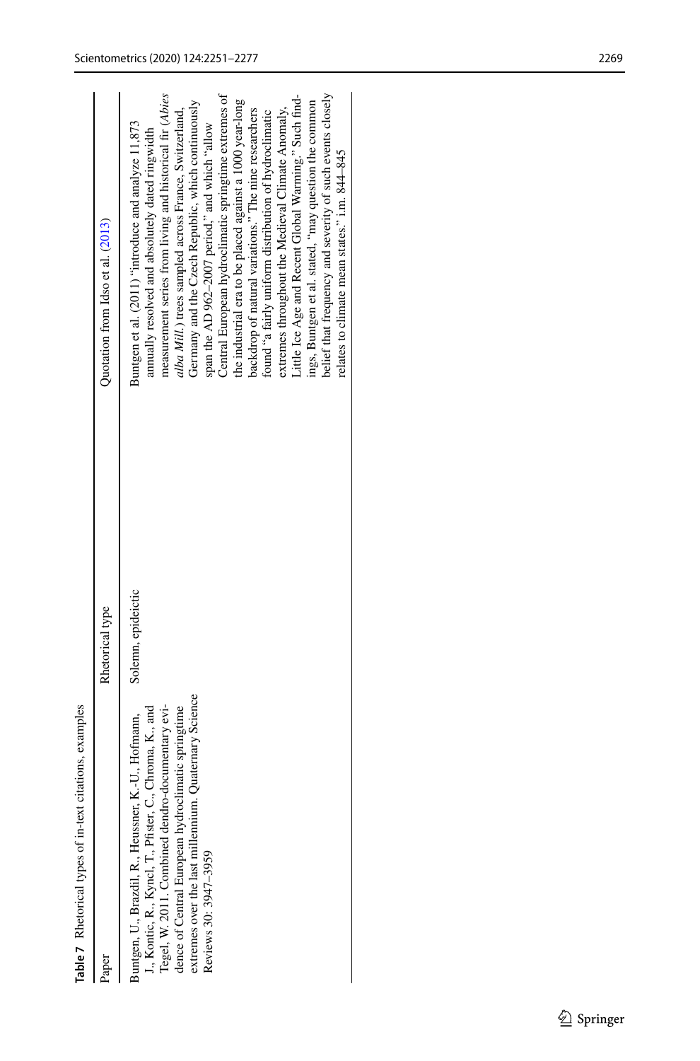**Table 7** Rhetorical types of in-text citations, examples

| Paper | Rhetorical type | Quotation from Idso et al. (2013) |
|---|---|---|
| Buntgen, U., Brazdil, R., Heussner, K.-U., Hofmann, J., Kontic, R., Kyncl, T., Pfister, C., Chroma, K., and Tegel, W. 2011. Combined dendro-documentary evidence of Central European hydroclimatic springtime extremes over the last millennium. Quaternary Science Reviews 30: 3947–3959 | Solemn, epideictic | Buntgen et al. (2011) "introduce and analyze 11,873 annually resolved and absolutely dated ringwidth measurement series from living and historical fir (*Abies alba Mill.*) trees sampled across France, Switzerland, Germany and the Czech Republic, which continuously span the AD 962–2007 period," and which "allow Central European hydroclimatic springtime extremes of the industrial era to be placed against a 1000 year-long backdrop of natural variations." The nine researchers found "a fairly uniform distribution of hydroclimatic extremes throughout the Medieval Climate Anomaly, Little Ice Age and Recent Global Warming." Such findings, Buntgen et al. stated, "may question the common belief that frequency and severity of such events closely relates to climate mean states." i.m. 844–845 |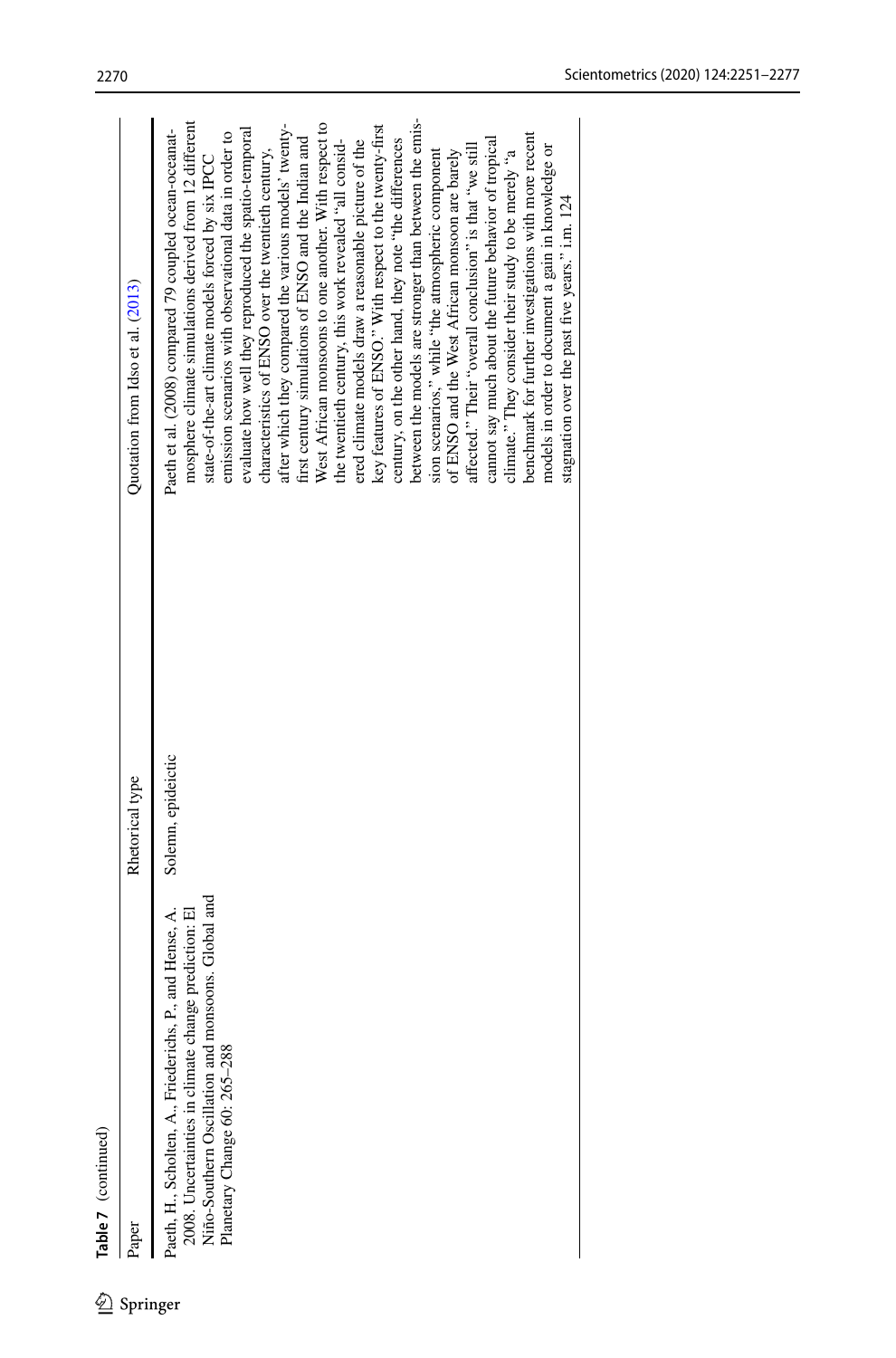**Table 7** (continued)

| Paper | Rhetorical type | Quotation from Idso et al. (2013) |
|---|---|---|
| Paeth, H., Scholten, A., Friederichs, P., and Hense, A. 2008. Uncertainties in climate change prediction: El Niño-Southern Oscillation and monsoons. Global and Planetary Change 60: 265–288 | Solemn, epideictic | Paeth et al. (2008) compared 79 coupled ocean-oceanatmosphere climate simulations derived from 12 different state-of-the-art climate models forced by six IPCC emission scenarios with observational data in order to evaluate how well they reproduced the spatio-temporal characteristics of ENSO over the twentieth century, after which they compared the various models' twenty-first century simulations of ENSO and the Indian and West African monsoons to one another. With respect to the twentieth century, this work revealed "all considered climate models draw a reasonable picture of the key features of ENSO." With respect to the twenty-first century, on the other hand, they note "the differences between the models are stronger than between the emission scenarios," while "the atmospheric component of ENSO and the West African monsoon are barely affected." Their "overall conclusion" is that "we still cannot say much about the future behavior of tropical climate." They consider their study to be merely "a benchmark for further investigations with more recent models in order to document a gain in knowledge or stagnation over the past five years." i.m. 124 |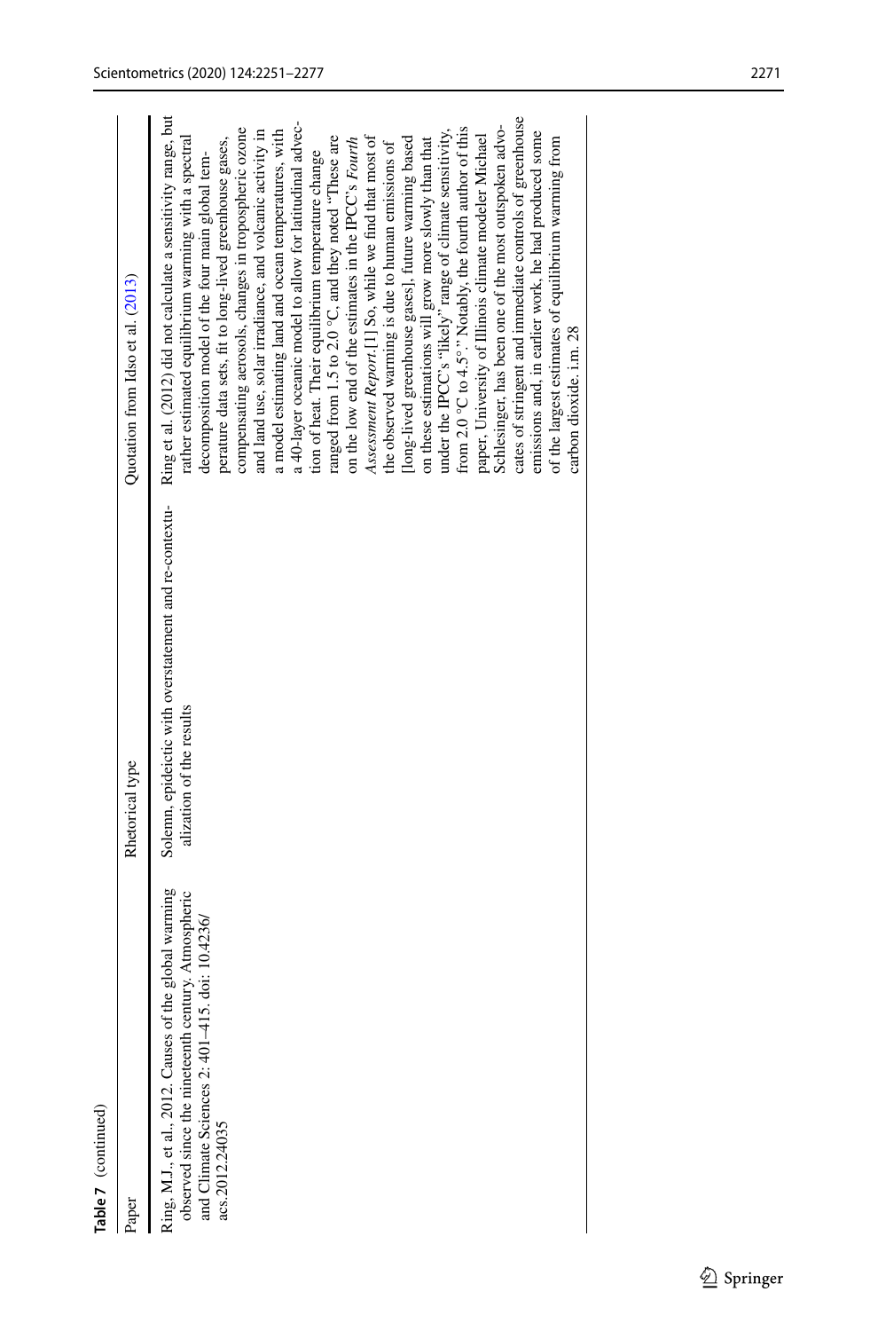**Table 7** (continued)

| Paper | Rhetorical type | Quotation from Idso et al. (2013) |
|---|---|---|
| Ring, M.J., et al., 2012. Causes of the global warming observed since the nineteenth century. Atmospheric and Climate Sciences 2: 401–415. doi: 10.4236/acs.2012.24035 | Solemn, epideictic with overstatement and re-contextualization of the results | Ring et al. (2012) did not calculate a sensitivity range, but rather estimated equilibrium warming with a spectral decomposition model of the four main global temperature data sets, fit to long-lived greenhouse gases, compensating aerosols, changes in tropospheric ozone and land use, solar irradiance, and volcanic activity in a model estimating land and ocean temperatures, with a 40-layer oceanic model to allow for latitudinal advection of heat. Their equilibrium temperature change ranged from 1.5 to 2.0 °C, and they noted "These are on the low end of the estimates in the IPCC's *Fourth Assessment Report*.[1] So, while we find that most of the observed warming is due to human emissions of [long-lived greenhouse gases], future warming based on these estimations will grow more slowly than that under the IPCC's "likely" range of climate sensitivity, from 2.0 °C to 4.5°." Notably, the fourth author of this paper, University of Illinois climate modeler Michael Schlesinger, has been one of the most outspoken advocates of stringent and immediate controls of greenhouse emissions and, in earlier work, he had produced some of the largest estimates of equilibrium warming from carbon dioxide. i.m. 28 |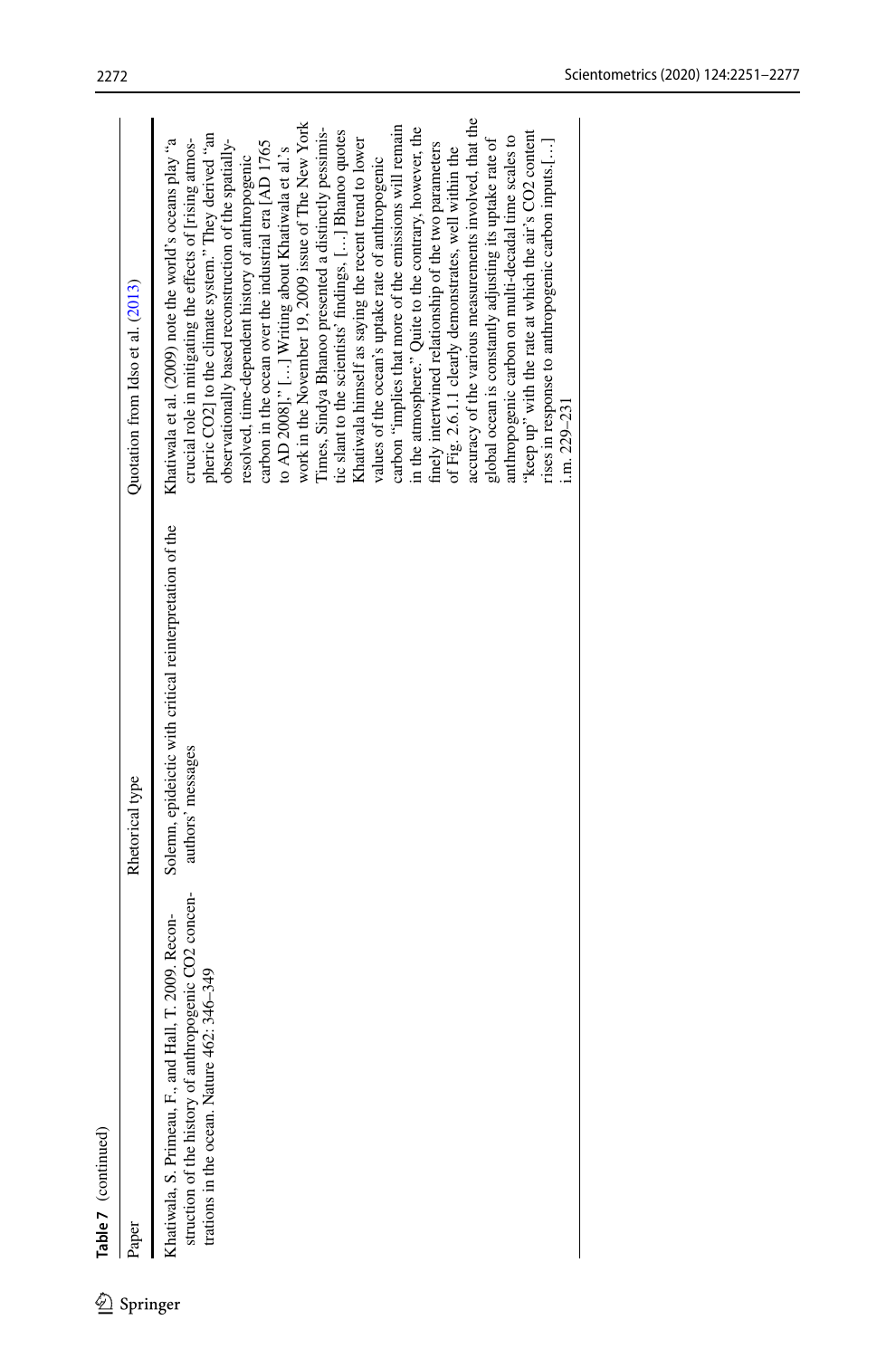**Table 7** (continued)

| Paper | Rhetorical type | Quotation from Idso et al. (2013) |
| --- | --- | --- |
| Khatiwala, S. Primeau, F., and Hall, T. 2009. Reconstruction of the history of anthropogenic $CO_2$ concentrations in the ocean. Nature 462: 346–349 | Solemn, epideictic with critical reinterpretation of the authors' messages | Khatiwala et al. (2009) note the world's oceans play "a crucial role in mitigating the effects of [rising atmospheric $CO_2$] to the climate system." They derived "an observationally based reconstruction of the spatially-resolved, time-dependent history of anthropogenic carbon in the ocean over the industrial era [AD 1765 to AD 2008]." […] Writing about Khatiwala et al.'s work in the November 19, 2009 issue of The New York Times, Sindya Bhanoo presented a distinctly pessimistic slant to the scientists' findings, […] Bhanoo quotes Khatiwala himself as saying the recent trend to lower values of the ocean's uptake rate of anthropogenic carbon "implies that more of the emissions will remain in the atmosphere." Quite to the contrary, however, the finely intertwined relationship of the two parameters of Fig. 2.6.1.1 clearly demonstrates, well within the accuracy of the various measurements involved, that the global ocean is constantly adjusting its uptake rate of anthropogenic carbon on multi-decadal time scales to "keep up" with the rate at which the air's $CO_2$ content rises in response to anthropogenic carbon inputs.[…] i.m. 229–231 |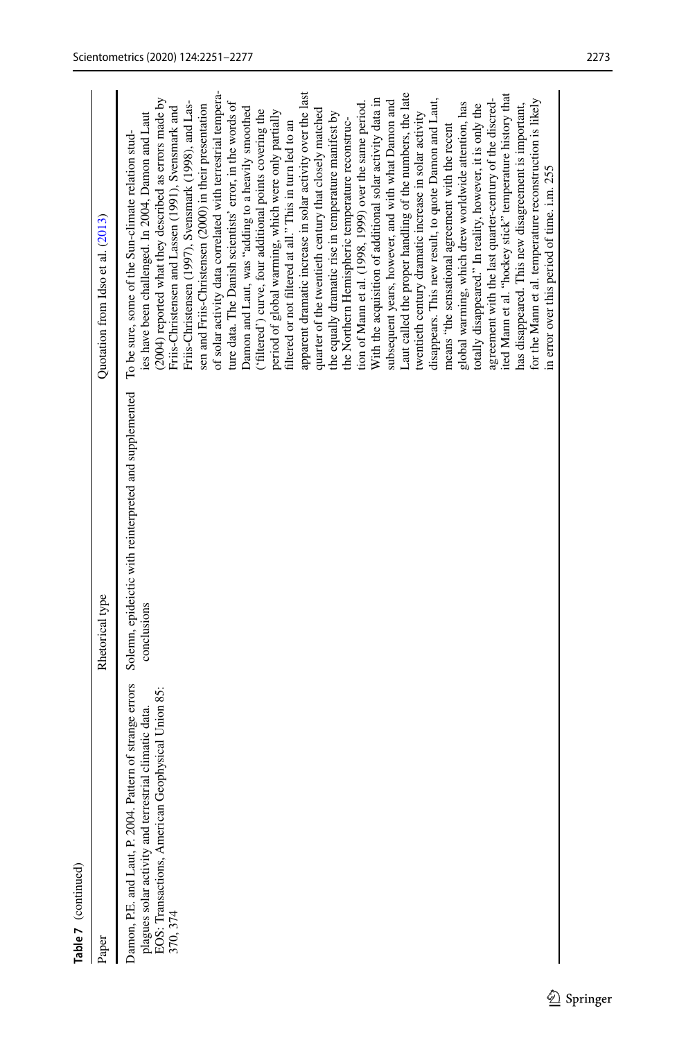**Table 7** (continued)

| Paper | Rhetorical type | Quotation from Idso et al. (2013) |
|---|---|---|
| Damon, P.E. and Laut, P. 2004. Pattern of strange errors plagues solar activity and terrestrial climatic data. EOS: Transactions, American Geophysical Union 85: 370, 374 | Solemn, epideictic with reinterpreted and supplemented conclusions | To be sure, some of the Sun-climate relation studies have been challenged. In 2004, Damon and Laut (2004) reported what they described as errors made by Friis-Christensen and Lassen (1991), Svensmark and Friis-Christensen (1997), Svensmark (1998), and Lassen and Friis-Christensen (2000) in their presentation of solar activity data correlated with terrestrial temperature data. The Danish scientists' error, in the words of Damon and Laut, was "adding to a heavily smoothed ('filtered') curve, four additional points covering the period of global warming, which were only partially filtered or not filtered at all." This in turn led to an apparent dramatic increase in solar activity over the last quarter of the twentieth century that closely matched the equally dramatic rise in temperature manifest by the Northern Hemispheric temperature reconstruction of Mann et al. (1998, 1999) over the same period. With the acquisition of additional solar activity data in subsequent years, however, and with what Damon and Laut called the proper handling of the numbers, the late twentieth century dramatic increase in solar activity disappears. This new result, to quote Damon and Laut, means "the sensational agreement with the recent global warming, which drew worldwide attention, has totally disappeared." In reality, however, it is only the agreement with the last quarter-century of the discredited Mann et al. "hockey stick" temperature history that has disappeared. This new disagreement is important, for the Mann et al. temperature reconstruction is likely in error over this period of time. i.m. 255 |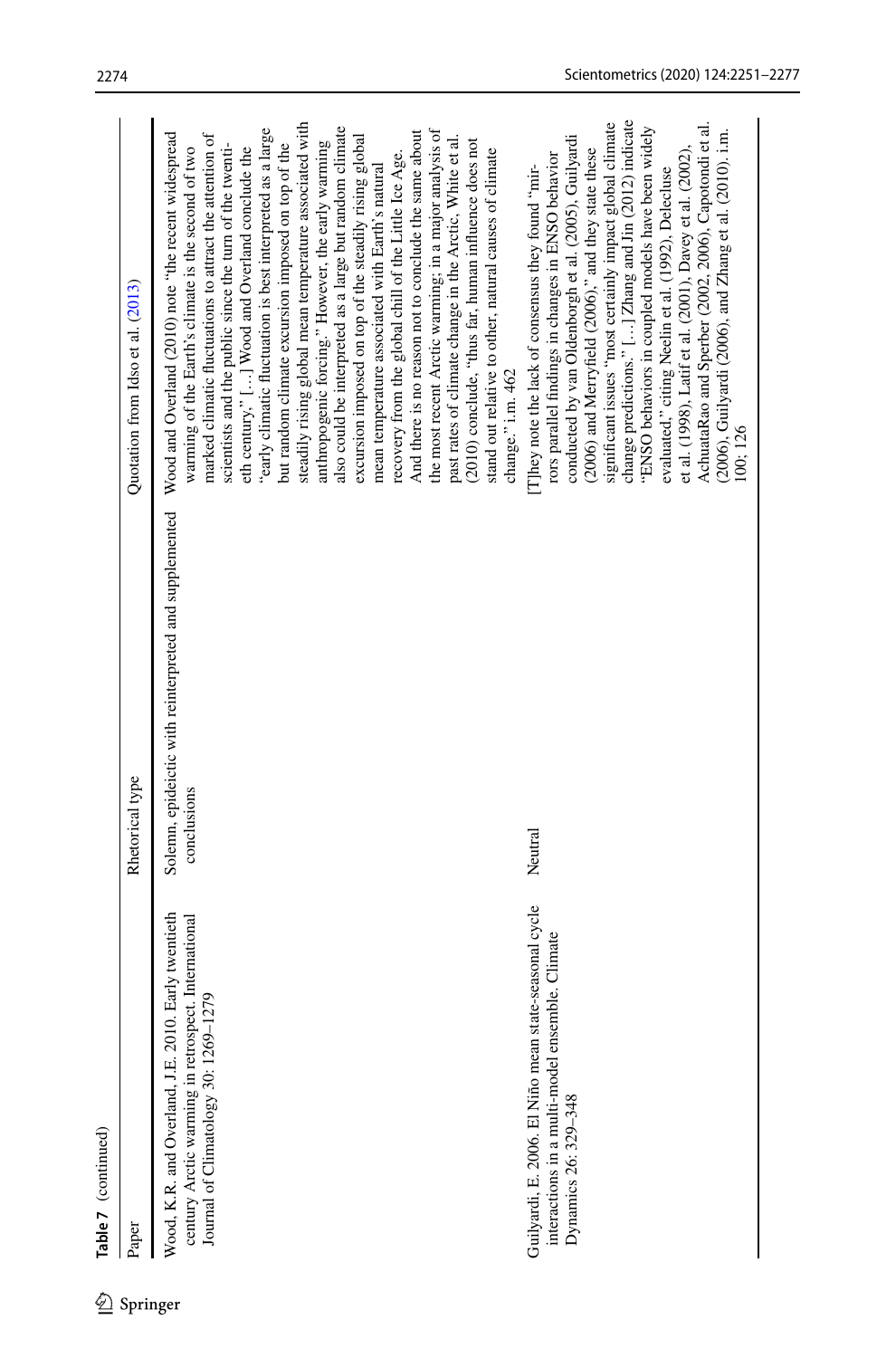**Table 7** (continued)

| Paper | Rhetorical type | Quotation from Idso et al. (2013) |
|---|---|---|
| Wood, K.R. and Overland, J.E. 2010. Early twentieth century Arctic warming in retrospect. International Journal of Climatology 30: 1269–1279 | Solemn, epideictic with reinterpreted and supplemented conclusions | Wood and Overland (2010) note "the recent widespread warming of the Earth's climate is the second of two marked climatic fluctuations to attract the attention of scientists and the public since the turn of the twentieth century," […] Wood and Overland conclude the "early climatic fluctuation is best interpreted as a large but random climate excursion imposed on top of the steadily rising global mean temperature associated with anthropogenic forcing." However, the early warming also could be interpreted as a large but random climate excursion imposed on top of the steadily rising global mean temperature associated with Earth's natural recovery from the global chill of the Little Ice Age. And there is no reason not to conclude the same about the most recent Arctic warming; in a major analysis of past rates of climate change in the Arctic, White et al. (2010) conclude, "thus far, human influence does not stand out relative to other, natural causes of climate change." i.m. 462 |
| Guilyardi, E. 2006. El Niño mean state-seasonal cycle interactions in a multi-model ensemble. Climate Dynamics 26: 329–348 | Neutral | [T]hey note the lack of consensus they found "mirrors parallel findings in changes in ENSO behavior conducted by van Oldenborgh et al. (2005), Guilyardi (2006) and Merryfield (2006)," and they state these significant issues "most certainly impact global climate change predictions." […] Zhang and Jin (2012) indicate "ENSO behaviors in coupled models have been widely evaluated," citing Neelin et al. (1992), Delecluse et al. (1998), Latif et al. (2001), Davey et al. (2002), AchuataRao and Sperber (2002, 2006), Capotondi et al. (2006), Guilyardi (2006), and Zhang et al. (2010). i.m. 100; 126 |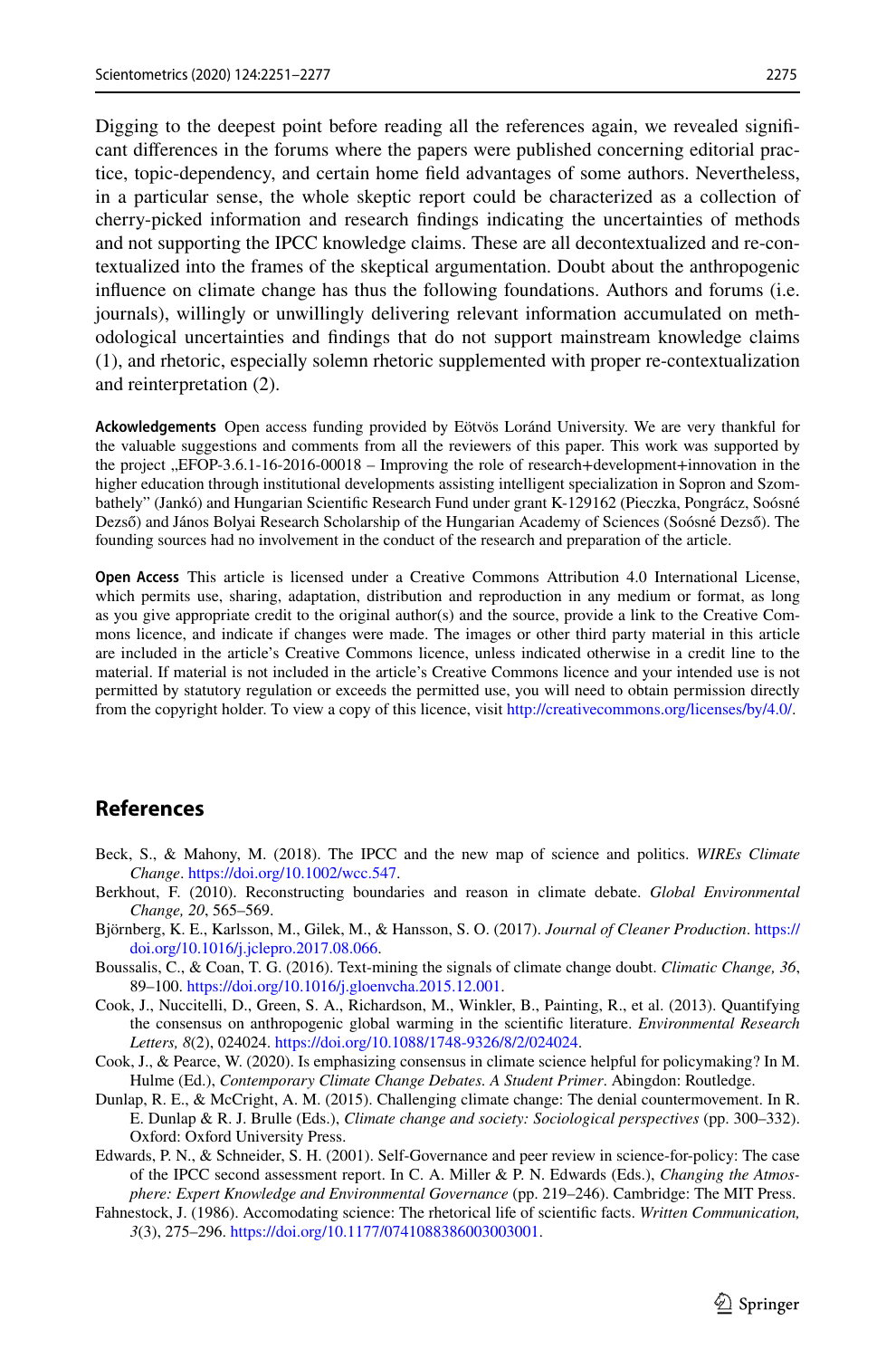Digging to the deepest point before reading all the references again, we revealed significant differences in the forums where the papers were published concerning editorial practice, topic-dependency, and certain home field advantages of some authors. Nevertheless, in a particular sense, the whole skeptic report could be characterized as a collection of cherry-picked information and research findings indicating the uncertainties of methods and not supporting the IPCC knowledge claims. These are all decontextualized and re-contextualized into the frames of the skeptical argumentation. Doubt about the anthropogenic influence on climate change has thus the following foundations. Authors and forums (i.e. journals), willingly or unwillingly delivering relevant information accumulated on methodological uncertainties and findings that do not support mainstream knowledge claims (1), and rhetoric, especially solemn rhetoric supplemented with proper re-contextualization and reinterpretation (2).

**Ackowledgements** Open access funding provided by Eötvös Loránd University. We are very thankful for the valuable suggestions and comments from all the reviewers of this paper. This work was supported by the project „EFOP-3.6.1-16-2016-00018 – Improving the role of research+development+innovation in the higher education through institutional developments assisting intelligent specialization in Sopron and Szombathely" (Jankó) and Hungarian Scientific Research Fund under grant K-129162 (Pieczka, Pongrácz, Soósné Dezső) and János Bolyai Research Scholarship of the Hungarian Academy of Sciences (Soósné Dezső). The founding sources had no involvement in the conduct of the research and preparation of the article.

**Open Access** This article is licensed under a Creative Commons Attribution 4.0 International License, which permits use, sharing, adaptation, distribution and reproduction in any medium or format, as long as you give appropriate credit to the original author(s) and the source, provide a link to the Creative Commons licence, and indicate if changes were made. The images or other third party material in this article are included in the article's Creative Commons licence, unless indicated otherwise in a credit line to the material. If material is not included in the article's Creative Commons licence and your intended use is not permitted by statutory regulation or exceeds the permitted use, you will need to obtain permission directly from the copyright holder. To view a copy of this licence, visit http://creativecommons.org/licenses/by/4.0/.

## References

Beck, S., & Mahony, M. (2018). The IPCC and the new map of science and politics. *WIREs Climate Change*. https://doi.org/10.1002/wcc.547.

Berkhout, F. (2010). Reconstructing boundaries and reason in climate debate. *Global Environmental Change, 20*, 565–569.

Björnberg, K. E., Karlsson, M., Gilek, M., & Hansson, S. O. (2017). *Journal of Cleaner Production*. https://doi.org/10.1016/j.jclepro.2017.08.066.

Boussalis, C., & Coan, T. G. (2016). Text-mining the signals of climate change doubt. *Climatic Change, 36*, 89–100. https://doi.org/10.1016/j.gloenvcha.2015.12.001.

Cook, J., Nuccitelli, D., Green, S. A., Richardson, M., Winkler, B., Painting, R., et al. (2013). Quantifying the consensus on anthropogenic global warming in the scientific literature. *Environmental Research Letters, 8*(2), 024024. https://doi.org/10.1088/1748-9326/8/2/024024.

Cook, J., & Pearce, W. (2020). Is emphasizing consensus in climate science helpful for policymaking? In M. Hulme (Ed.), *Contemporary Climate Change Debates. A Student Primer*. Abingdon: Routledge.

Dunlap, R. E., & McCright, A. M. (2015). Challenging climate change: The denial countermovement. In R. E. Dunlap & R. J. Brulle (Eds.), *Climate change and society: Sociological perspectives* (pp. 300–332). Oxford: Oxford University Press.

Edwards, P. N., & Schneider, S. H. (2001). Self-Governance and peer review in science-for-policy: The case of the IPCC second assessment report. In C. A. Miller & P. N. Edwards (Eds.), *Changing the Atmosphere: Expert Knowledge and Environmental Governance* (pp. 219–246). Cambridge: The MIT Press.

Fahnestock, J. (1986). Accomodating science: The rhetorical life of scientific facts. *Written Communication, 3*(3), 275–296. https://doi.org/10.1177/0741088386003003001.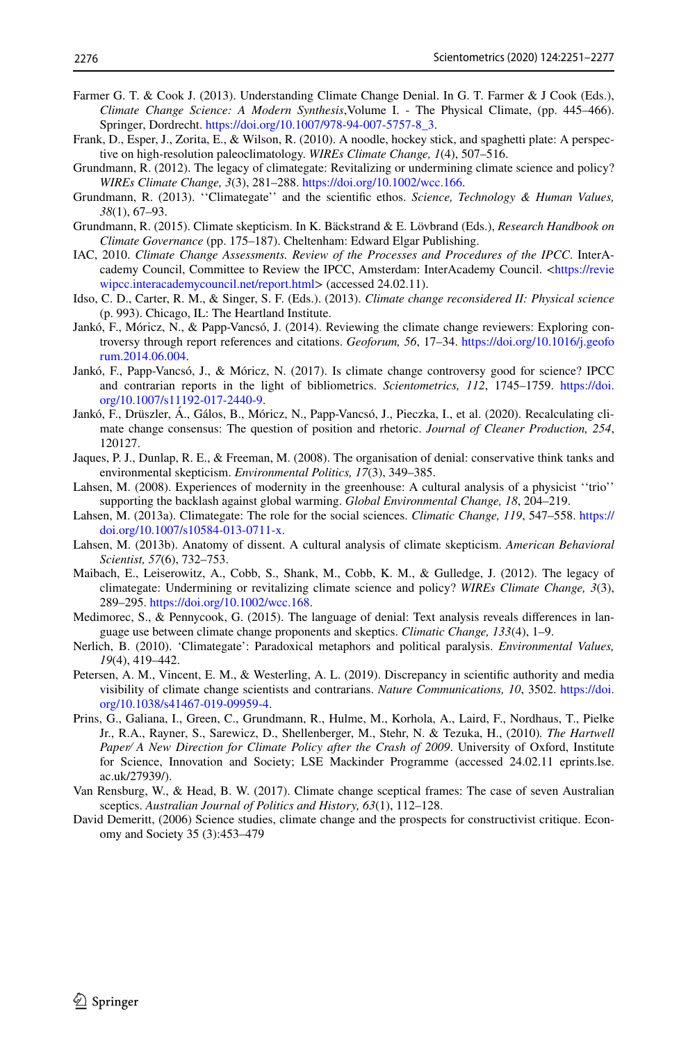Farmer G. T. & Cook J. (2013). Understanding Climate Change Denial. In G. T. Farmer & J Cook (Eds.), *Climate Change Science: A Modern Synthesis*,Volume I. - The Physical Climate, (pp. 445–466). Springer, Dordrecht. https://doi.org/10.1007/978-94-007-5757-8_3.

Frank, D., Esper, J., Zorita, E., & Wilson, R. (2010). A noodle, hockey stick, and spaghetti plate: A perspective on high-resolution paleoclimatology. *WIREs Climate Change, 1*(4), 507–516.

Grundmann, R. (2012). The legacy of climategate: Revitalizing or undermining climate science and policy? *WIREs Climate Change, 3*(3), 281–288. https://doi.org/10.1002/wcc.166.

Grundmann, R. (2013). ''Climategate'' and the scientific ethos. *Science, Technology & Human Values, 38*(1), 67–93.

Grundmann, R. (2015). Climate skepticism. In K. Bäckstrand & E. Lövbrand (Eds.), *Research Handbook on Climate Governance* (pp. 175–187). Cheltenham: Edward Elgar Publishing.

IAC, 2010. *Climate Change Assessments. Review of the Processes and Procedures of the IPCC*. InterAcademy Council, Committee to Review the IPCC, Amsterdam: InterAcademy Council. <https://reviewipcc.interacademycouncil.net/report.html> (accessed 24.02.11).

Idso, C. D., Carter, R. M., & Singer, S. F. (Eds.). (2013). *Climate change reconsidered II: Physical science* (p. 993). Chicago, IL: The Heartland Institute.

Jankó, F., Móricz, N., & Papp-Vancsó, J. (2014). Reviewing the climate change reviewers: Exploring controversy through report references and citations. *Geoforum, 56*, 17–34. https://doi.org/10.1016/j.geoforum.2014.06.004.

Jankó, F., Papp-Vancsó, J., & Móricz, N. (2017). Is climate change controversy good for science? IPCC and contrarian reports in the light of bibliometrics. *Scientometrics, 112*, 1745–1759. https://doi.org/10.1007/s11192-017-2440-9.

Jankó, F., Drüszler, Á., Gálos, B., Móricz, N., Papp-Vancsó, J., Pieczka, I., et al. (2020). Recalculating climate change consensus: The question of position and rhetoric. *Journal of Cleaner Production, 254*, 120127.

Jaques, P. J., Dunlap, R. E., & Freeman, M. (2008). The organisation of denial: conservative think tanks and environmental skepticism. *Environmental Politics, 17*(3), 349–385.

Lahsen, M. (2008). Experiences of modernity in the greenhouse: A cultural analysis of a physicist ''trio'' supporting the backlash against global warming. *Global Environmental Change, 18*, 204–219.

Lahsen, M. (2013a). Climategate: The role for the social sciences. *Climatic Change, 119*, 547–558. https://doi.org/10.1007/s10584-013-0711-x.

Lahsen, M. (2013b). Anatomy of dissent. A cultural analysis of climate skepticism. *American Behavioral Scientist, 57*(6), 732–753.

Maibach, E., Leiserowitz, A., Cobb, S., Shank, M., Cobb, K. M., & Gulledge, J. (2012). The legacy of climategate: Undermining or revitalizing climate science and policy? *WIREs Climate Change, 3*(3), 289–295. https://doi.org/10.1002/wcc.168.

Medimorec, S., & Pennycook, G. (2015). The language of denial: Text analysis reveals differences in language use between climate change proponents and skeptics. *Climatic Change, 133*(4), 1–9.

Nerlich, B. (2010). 'Climategate': Paradoxical metaphors and political paralysis. *Environmental Values, 19*(4), 419–442.

Petersen, A. M., Vincent, E. M., & Westerling, A. L. (2019). Discrepancy in scientific authority and media visibility of climate change scientists and contrarians. *Nature Communications, 10*, 3502. https://doi.org/10.1038/s41467-019-09959-4.

Prins, G., Galiana, I., Green, C., Grundmann, R., Hulme, M., Korhola, A., Laird, F., Nordhaus, T., Pielke Jr., R.A., Rayner, S., Sarewicz, D., Shellenberger, M., Stehr, N. & Tezuka, H., (2010). *The Hartwell Paper/ A New Direction for Climate Policy after the Crash of 2009*. University of Oxford, Institute for Science, Innovation and Society; LSE Mackinder Programme (accessed 24.02.11 eprints.lse.ac.uk/27939/).

Van Rensburg, W., & Head, B. W. (2017). Climate change sceptical frames: The case of seven Australian sceptics. *Australian Journal of Politics and History, 63*(1), 112–128.

David Demeritt, (2006) Science studies, climate change and the prospects for constructivist critique. Economy and Society 35 (3):453–479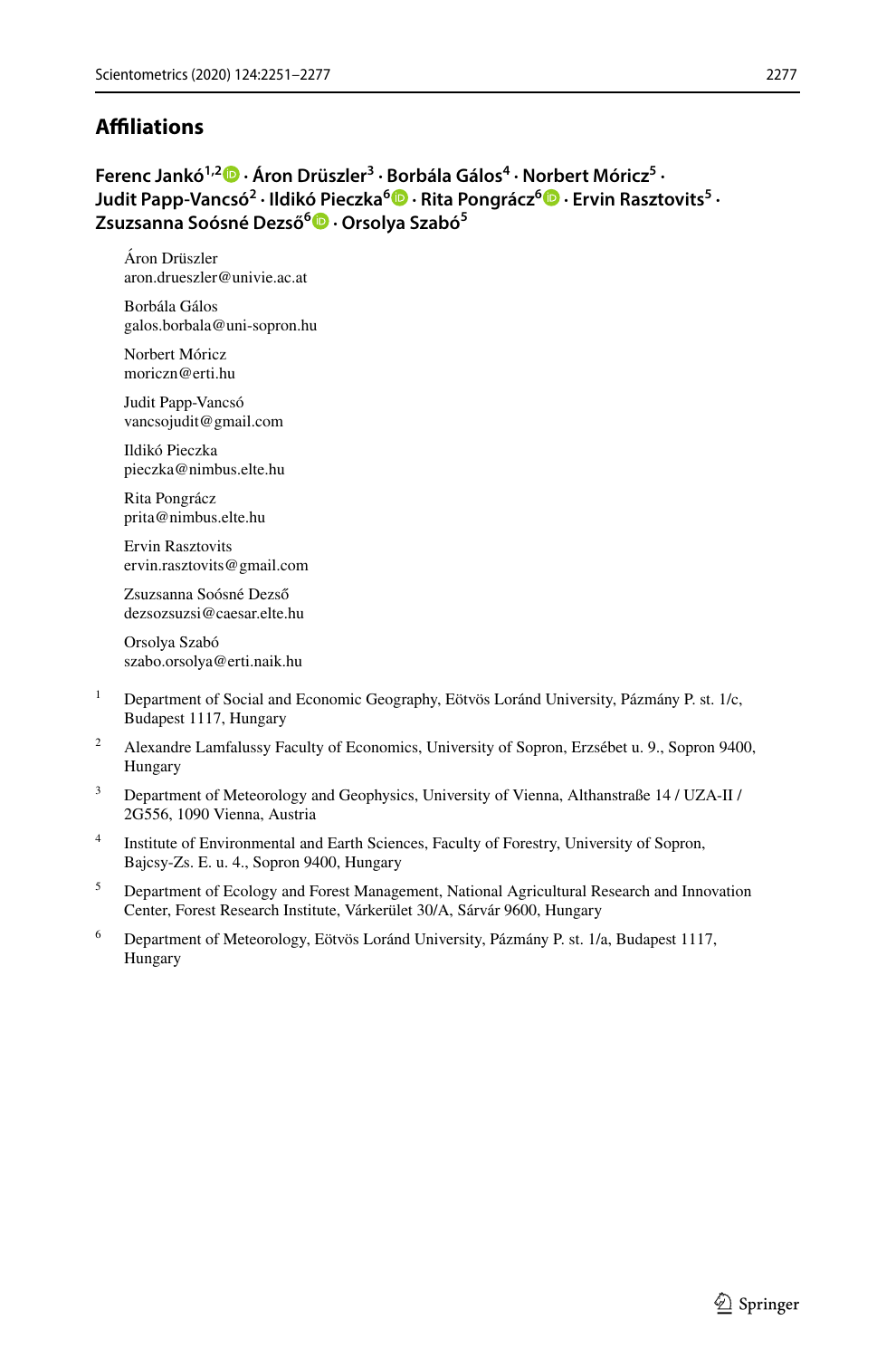## Affiliations

**Ferenc Jankó[1,2] · Áron Drüszler[3] · Borbála Gálos[4] · Norbert Móricz[5] · Judit Papp-Vancsó[2] · Ildikó Pieczka[6] · Rita Pongrácz[6] · Ervin Rasztovits[5] · Zsuzsanna Soósné Dezső[6] · Orsolya Szabó[5]**

Áron Drüszler
aron.drueszler@univie.ac.at

Borbála Gálos
galos.borbala@uni-sopron.hu

Norbert Móricz
moriczn@erti.hu

Judit Papp-Vancsó
vancsojudit@gmail.com

Ildikó Pieczka
pieczka@nimbus.elte.hu

Rita Pongrácz
prita@nimbus.elte.hu

Ervin Rasztovits
ervin.rasztovits@gmail.com

Zsuzsanna Soósné Dezső
dezsozsuzsi@caesar.elte.hu

Orsolya Szabó
szabo.orsolya@erti.naik.hu

1. Department of Social and Economic Geography, Eötvös Loránd University, Pázmány P. st. 1/c, Budapest 1117, Hungary
2. Alexandre Lamfalussy Faculty of Economics, University of Sopron, Erzsébet u. 9., Sopron 9400, Hungary
3. Department of Meteorology and Geophysics, University of Vienna, Althanstraße 14 / UZA-II / 2G556, 1090 Vienna, Austria
4. Institute of Environmental and Earth Sciences, Faculty of Forestry, University of Sopron, Bajcsy-Zs. E. u. 4., Sopron 9400, Hungary
5. Department of Ecology and Forest Management, National Agricultural Research and Innovation Center, Forest Research Institute, Várkerület 30/A, Sárvár 9600, Hungary
6. Department of Meteorology, Eötvös Loránd University, Pázmány P. st. 1/a, Budapest 1117, Hungary